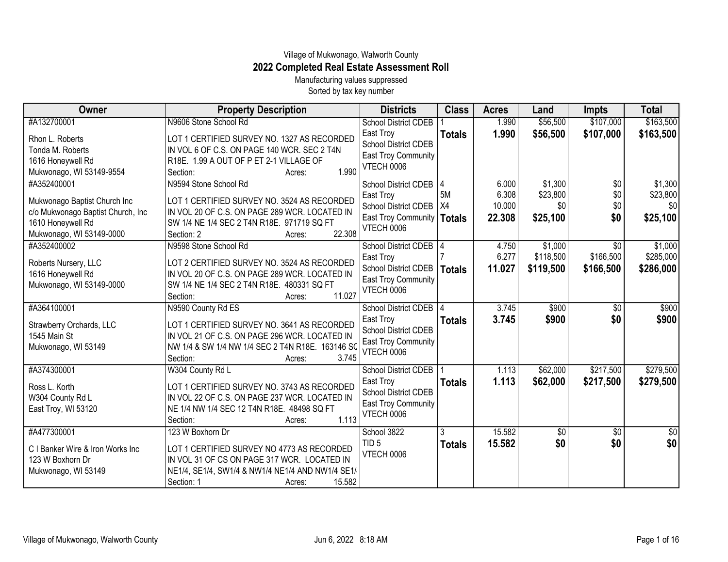Village of Mukwonago, Walworth County

# 2022 Completed Real Estate Assessment Roll

Manufacturing values suppressed

Sorted by tax key number

| Owner | Property Description | Districts | Class | Acres | Land | Impts | Total |
|---|---|---|---|---|---|---|---|
| #A132700001<br>Rhon L. Roberts<br>Tonda M. Roberts<br>1616 Honeywell Rd<br>Mukwonago, WI 53149-9554 | N9606 Stone School Rd<br>LOT 1 CERTIFIED SURVEY NO. 1327 AS RECORDED IN VOL 6 OF C.S. ON PAGE 140 WCR. SEC 2 T4N R18E. 1.99 A OUT OF P ET 2-1 VILLAGE OF<br>Section: Acres: 1.990 | School District CDEB East Troy<br>School District CDEB East Troy Community<br>VTECH 0006 | 1<br>**Totals** | 1.990<br>**1.990** | $56,500<br>**$56,500** | $107,000<br>**$107,000** | $163,500<br>**$163,500** |
| #A352400001<br>Mukwonago Baptist Church Inc<br>c/o Mukwonago Baptist Church, Inc<br>1610 Honeywell Rd<br>Mukwonago, WI 53149-0000 | N9594 Stone School Rd<br>LOT 1 CERTIFIED SURVEY NO. 3524 AS RECORDED IN VOL 20 OF C.S. ON PAGE 289 WCR. LOCATED IN SW 1/4 NE 1/4 SEC 2 T4N R18E. 971719 SQ FT<br>Section: 2 Acres: 22.308 | School District CDEB East Troy<br>School District CDEB East Troy Community<br>VTECH 0006 | 4<br>5M<br>X4<br>**Totals** | 6.000<br>6.308<br>10.000<br>**22.308** | $1,300<br>$23,800<br>$0<br>**$25,100** | $0<br>$0<br>$0<br>**$0** | $1,300<br>$23,800<br>$0<br>**$25,100** |
| #A352400002<br>Roberts Nursery, LLC<br>1616 Honeywell Rd<br>Mukwonago, WI 53149-0000 | N9598 Stone School Rd<br>LOT 2 CERTIFIED SURVEY NO. 3524 AS RECORDED IN VOL 20 OF C.S. ON PAGE 289 WCR. LOCATED IN SW 1/4 NE 1/4 SEC 2 T4N R18E. 480331 SQ FT<br>Section: Acres: 11.027 | School District CDEB East Troy<br>School District CDEB East Troy Community<br>VTECH 0006 | 4<br>7<br>**Totals** | 4.750<br>6.277<br>**11.027** | $1,000<br>$118,500<br>**$119,500** | $0<br>$166,500<br>**$166,500** | $1,000<br>$285,000<br>**$286,000** |
| #A364100001<br>Strawberry Orchards, LLC<br>1545 Main St<br>Mukwonago, WI 53149 | N9590 County Rd ES<br>LOT 1 CERTIFIED SURVEY NO. 3641 AS RECORDED IN VOL 21 OF C.S. ON PAGE 296 WCR. LOCATED IN NW 1/4 & SW 1/4 NW 1/4 SEC 2 T4N R18E. 163146 SQ<br>Section: Acres: 3.745 | School District CDEB East Troy<br>School District CDEB East Troy Community<br>VTECH 0006 | 4<br>**Totals** | 3.745<br>**3.745** | $900<br>**$900** | $0<br>**$0** | $900<br>**$900** |
| #A374300001<br>Ross L. Korth<br>W304 County Rd L<br>East Troy, WI 53120 | W304 County Rd L<br>LOT 1 CERTIFIED SURVEY NO. 3743 AS RECORDED IN VOL 22 OF C.S. ON PAGE 237 WCR. LOCATED IN NE 1/4 NW 1/4 SEC 12 T4N R18E. 48498 SQ FT<br>Section: Acres: 1.113 | School District CDEB East Troy<br>School District CDEB East Troy Community<br>VTECH 0006 | 1<br>**Totals** | 1.113<br>**1.113** | $62,000<br>**$62,000** | $217,500<br>**$217,500** | $279,500<br>**$279,500** |
| #A477300001<br>C I Banker Wire & Iron Works Inc<br>123 W Boxhorn Dr<br>Mukwonago, WI 53149 | 123 W Boxhorn Dr<br>LOT 1 CERTIFIED SURVEY NO 4773 AS RECORDED IN VOL 31 OF CS ON PAGE 317 WCR. LOCATED IN NE1/4, SE1/4, SW1/4 & NW1/4 NE1/4 AND NW1/4 SE1/4<br>Section: 1 Acres: 15.582 | School 3822<br>TID 5<br>VTECH 0006 | 3<br>**Totals** | 15.582<br>**15.582** | $0<br>**$0** | $0<br>**$0** | $0<br>**$0** |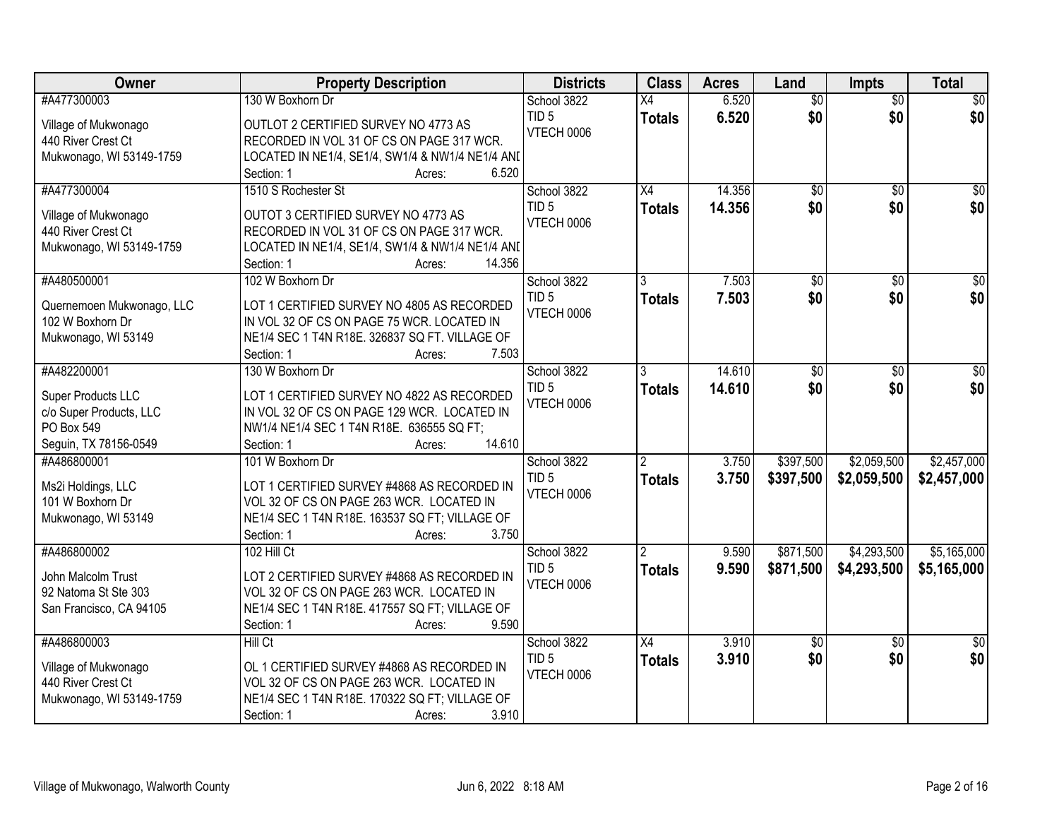| Owner | Property Description | Districts | Class | Acres | Land | Impts | Total |
|---|---|---|---|---|---|---|---|
| #A477300003<br><br>Village of Mukwonago<br>440 River Crest Ct<br>Mukwonago, WI 53149-1759 | 130 W Boxhorn Dr<br><br>OUTLOT 2 CERTIFIED SURVEY NO 4773 AS RECORDED IN VOL 31 OF CS ON PAGE 317 WCR. LOCATED IN NE1/4, SE1/4, SW1/4 & NW1/4 NE1/4 AND<br>Section: 1 Acres: 6.520 | School 3822<br>TID 5<br>VTECH 0006 | X4<br>**Totals** | 6.520<br>**6.520** | $0<br>**$0** | $0<br>**$0** | $0<br>**$0** |
| #A477300004<br><br>Village of Mukwonago<br>440 River Crest Ct<br>Mukwonago, WI 53149-1759 | 1510 S Rochester St<br><br>OUTOT 3 CERTIFIED SURVEY NO 4773 AS RECORDED IN VOL 31 OF CS ON PAGE 317 WCR. LOCATED IN NE1/4, SE1/4, SW1/4 & NW1/4 NE1/4 AND<br>Section: 1 Acres: 14.356 | School 3822<br>TID 5<br>VTECH 0006 | X4<br>**Totals** | 14.356<br>**14.356** | $0<br>**$0** | $0<br>**$0** | $0<br>**$0** |
| #A480500001<br><br>Quernemoen Mukwonago, LLC<br>102 W Boxhorn Dr<br>Mukwonago, WI 53149 | 102 W Boxhorn Dr<br><br>LOT 1 CERTIFIED SURVEY NO 4805 AS RECORDED IN VOL 32 OF CS ON PAGE 75 WCR. LOCATED IN NE1/4 SEC 1 T4N R18E. 326837 SQ FT. VILLAGE OF<br>Section: 1 Acres: 7.503 | School 3822<br>TID 5<br>VTECH 0006 | 3<br>**Totals** | 7.503<br>**7.503** | $0<br>**$0** | $0<br>**$0** | $0<br>**$0** |
| #A482200001<br><br>Super Products LLC<br>c/o Super Products, LLC<br>PO Box 549<br>Seguin, TX 78156-0549 | 130 W Boxhorn Dr<br><br>LOT 1 CERTIFIED SURVEY NO 4822 AS RECORDED IN VOL 32 OF CS ON PAGE 129 WCR. LOCATED IN NW1/4 NE1/4 SEC 1 T4N R18E. 636555 SQ FT;<br>Section: 1 Acres: 14.610 | School 3822<br>TID 5<br>VTECH 0006 | 3<br>**Totals** | 14.610<br>**14.610** | $0<br>**$0** | $0<br>**$0** | $0<br>**$0** |
| #A486800001<br><br>Ms2i Holdings, LLC<br>101 W Boxhorn Dr<br>Mukwonago, WI 53149 | 101 W Boxhorn Dr<br><br>LOT 1 CERTIFIED SURVEY #4868 AS RECORDED IN VOL 32 OF CS ON PAGE 263 WCR. LOCATED IN NE1/4 SEC 1 T4N R18E. 163537 SQ FT; VILLAGE OF<br>Section: 1 Acres: 3.750 | School 3822<br>TID 5<br>VTECH 0006 | 2<br>**Totals** | 3.750<br>**3.750** | $397,500<br>**$397,500** | $2,059,500<br>**$2,059,500** | $2,457,000<br>**$2,457,000** |
| #A486800002<br><br>John Malcolm Trust<br>92 Natoma St Ste 303<br>San Francisco, CA 94105 | 102 Hill Ct<br><br>LOT 2 CERTIFIED SURVEY #4868 AS RECORDED IN VOL 32 OF CS ON PAGE 263 WCR. LOCATED IN NE1/4 SEC 1 T4N R18E. 417557 SQ FT; VILLAGE OF<br>Section: 1 Acres: 9.590 | School 3822<br>TID 5<br>VTECH 0006 | 2<br>**Totals** | 9.590<br>**9.590** | $871,500<br>**$871,500** | $4,293,500<br>**$4,293,500** | $5,165,000<br>**$5,165,000** |
| #A486800003<br><br>Village of Mukwonago<br>440 River Crest Ct<br>Mukwonago, WI 53149-1759 | Hill Ct<br><br>OL 1 CERTIFIED SURVEY #4868 AS RECORDED IN VOL 32 OF CS ON PAGE 263 WCR. LOCATED IN NE1/4 SEC 1 T4N R18E. 170322 SQ FT; VILLAGE OF<br>Section: 1 Acres: 3.910 | School 3822<br>TID 5<br>VTECH 0006 | X4<br>**Totals** | 3.910<br>**3.910** | $0<br>**$0** | $0<br>**$0** | $0<br>**$0** |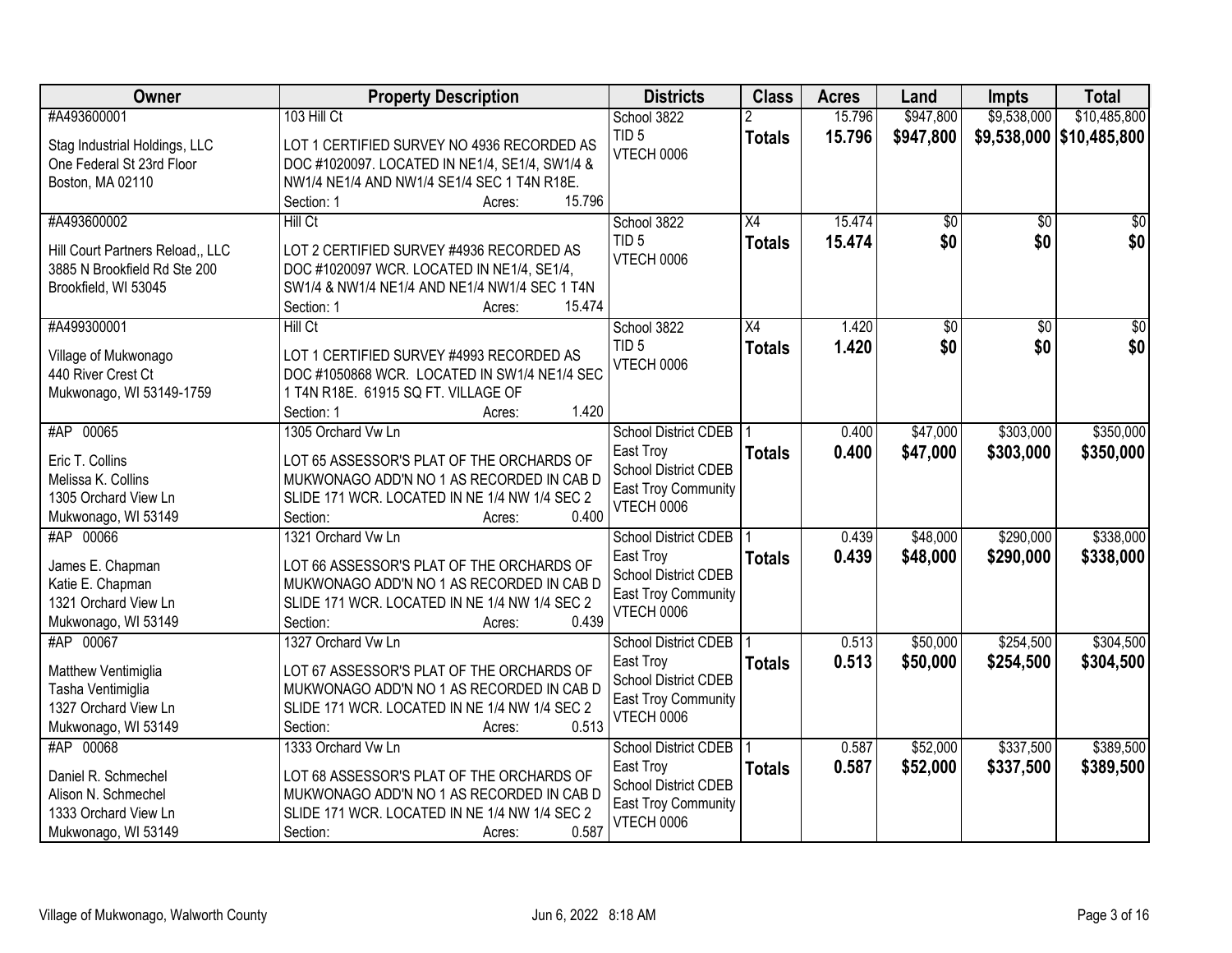| Owner | Property Description | Districts | Class | Acres | Land | Impts | Total |
|---|---|---|---|---|---|---|---|
| #A493600001<br><br>Stag Industrial Holdings, LLC<br>One Federal St 23rd Floor<br>Boston, MA 02110 | 103 Hill Ct<br><br>LOT 1 CERTIFIED SURVEY NO 4936 RECORDED AS DOC #1020097. LOCATED IN NE1/4, SE1/4, SW1/4 & NW1/4 NE1/4 AND NW1/4 SE1/4 SEC 1 T4N R18E.<br>Section: 1 Acres: 15.796 | School 3822<br>TID 5<br>VTECH 0006 | 2<br>**Totals** | 15.796<br>**15.796** | $947,800<br>**$947,800** | $9,538,000<br>**$9,538,000** | $10,485,800<br>**$10,485,800** |
| #A493600002<br><br>Hill Court Partners Reload,, LLC<br>3885 N Brookfield Rd Ste 200<br>Brookfield, WI 53045 | Hill Ct<br><br>LOT 2 CERTIFIED SURVEY #4936 RECORDED AS DOC #1020097 WCR. LOCATED IN NE1/4, SE1/4, SW1/4 & NW1/4 NE1/4 AND NE1/4 NW1/4 SEC 1 T4N<br>Section: 1 Acres: 15.474 | School 3822<br>TID 5<br>VTECH 0006 | X4<br>**Totals** | 15.474<br>**15.474** | $0<br>**$0** | $0<br>**$0** | $0<br>**$0** |
| #A499300001<br><br>Village of Mukwonago<br>440 River Crest Ct<br>Mukwonago, WI 53149-1759 | Hill Ct<br><br>LOT 1 CERTIFIED SURVEY #4993 RECORDED AS DOC #1050868 WCR. LOCATED IN SW1/4 NE1/4 SEC 1 T4N R18E. 61915 SQ FT. VILLAGE OF<br>Section: 1 Acres: 1.420 | School 3822<br>TID 5<br>VTECH 0006 | X4<br>**Totals** | 1.420<br>**1.420** | $0<br>**$0** | $0<br>**$0** | $0<br>**$0** |
| #AP 00065<br><br>Eric T. Collins<br>Melissa K. Collins<br>1305 Orchard View Ln<br>Mukwonago, WI 53149 | 1305 Orchard Vw Ln<br><br>LOT 65 ASSESSOR'S PLAT OF THE ORCHARDS OF MUKWONAGO ADD'N NO 1 AS RECORDED IN CAB D SLIDE 171 WCR. LOCATED IN NE 1/4 NW 1/4 SEC 2<br>Section: Acres: 0.400 | School District CDEB East Troy<br>School District CDEB East Troy Community<br>VTECH 0006 | 1<br>**Totals** | 0.400<br>**0.400** | $47,000<br>**$47,000** | $303,000<br>**$303,000** | $350,000<br>**$350,000** |
| #AP 00066<br><br>James E. Chapman<br>Katie E. Chapman<br>1321 Orchard View Ln<br>Mukwonago, WI 53149 | 1321 Orchard Vw Ln<br><br>LOT 66 ASSESSOR'S PLAT OF THE ORCHARDS OF MUKWONAGO ADD'N NO 1 AS RECORDED IN CAB D SLIDE 171 WCR. LOCATED IN NE 1/4 NW 1/4 SEC 2<br>Section: Acres: 0.439 | School District CDEB East Troy<br>School District CDEB East Troy Community<br>VTECH 0006 | 1<br>**Totals** | 0.439<br>**0.439** | $48,000<br>**$48,000** | $290,000<br>**$290,000** | $338,000<br>**$338,000** |
| #AP 00067<br><br>Matthew Ventimiglia<br>Tasha Ventimiglia<br>1327 Orchard View Ln<br>Mukwonago, WI 53149 | 1327 Orchard Vw Ln<br><br>LOT 67 ASSESSOR'S PLAT OF THE ORCHARDS OF MUKWONAGO ADD'N NO 1 AS RECORDED IN CAB D SLIDE 171 WCR. LOCATED IN NE 1/4 NW 1/4 SEC 2<br>Section: Acres: 0.513 | School District CDEB East Troy<br>School District CDEB East Troy Community<br>VTECH 0006 | 1<br>**Totals** | 0.513<br>**0.513** | $50,000<br>**$50,000** | $254,500<br>**$254,500** | $304,500<br>**$304,500** |
| #AP 00068<br><br>Daniel R. Schmechel<br>Alison N. Schmechel<br>1333 Orchard View Ln<br>Mukwonago, WI 53149 | 1333 Orchard Vw Ln<br><br>LOT 68 ASSESSOR'S PLAT OF THE ORCHARDS OF MUKWONAGO ADD'N NO 1 AS RECORDED IN CAB D SLIDE 171 WCR. LOCATED IN NE 1/4 NW 1/4 SEC 2<br>Section: Acres: 0.587 | School District CDEB East Troy<br>School District CDEB East Troy Community<br>VTECH 0006 | 1<br>**Totals** | 0.587<br>**0.587** | $52,000<br>**$52,000** | $337,500<br>**$337,500** | $389,500<br>**$389,500** |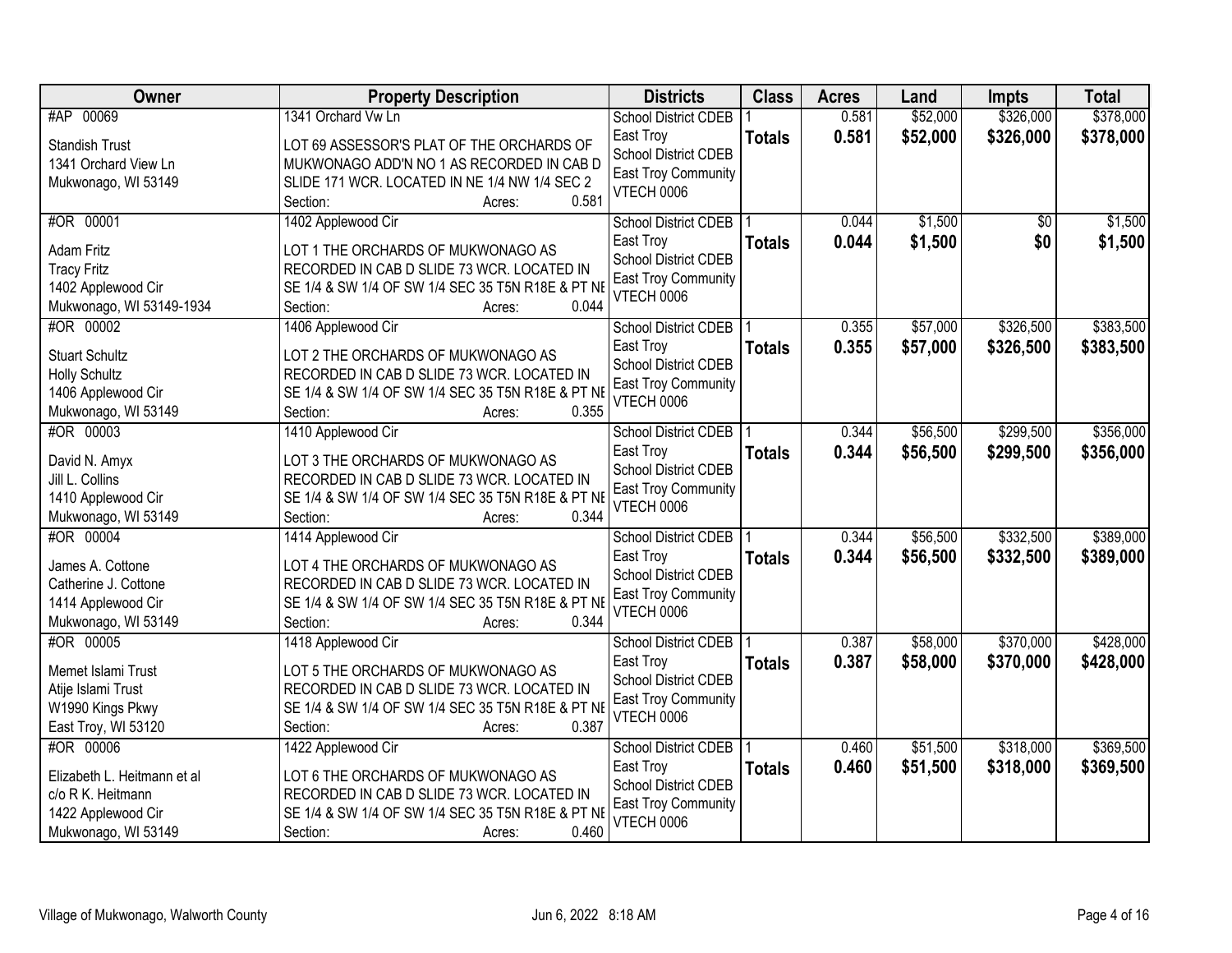| Owner | Property Description | Districts | Class | Acres | Land | Impts | Total |
|---|---|---|---|---|---|---|---|
| #AP 00069<br>Standish Trust<br>1341 Orchard View Ln<br>Mukwonago, WI 53149 | 1341 Orchard Vw Ln<br>LOT 69 ASSESSOR'S PLAT OF THE ORCHARDS OF MUKWONAGO ADD'N NO 1 AS RECORDED IN CAB D SLIDE 171 WCR. LOCATED IN NE 1/4 NW 1/4 SEC 2<br>Section: Acres: 0.581 | School District CDEB East Troy<br>School District CDEB East Troy Community<br>VTECH 0006 | 1<br>**Totals** | 0.581<br>**0.581** | $52,000<br>**$52,000** | $326,000<br>**$326,000** | $378,000<br>**$378,000** |
| #OR 00001<br>Adam Fritz<br>Tracy Fritz<br>1402 Applewood Cir<br>Mukwonago, WI 53149-1934 | 1402 Applewood Cir<br>LOT 1 THE ORCHARDS OF MUKWONAGO AS RECORDED IN CAB D SLIDE 73 WCR. LOCATED IN SE 1/4 & SW 1/4 OF SW 1/4 SEC 35 T5N R18E & PT NE<br>Section: Acres: 0.044 | School District CDEB East Troy<br>School District CDEB East Troy Community<br>VTECH 0006 | 1<br>**Totals** | 0.044<br>**0.044** | $1,500<br>**$1,500** | $0<br>**$0** | $1,500<br>**$1,500** |
| #OR 00002<br>Stuart Schultz<br>Holly Schultz<br>1406 Applewood Cir<br>Mukwonago, WI 53149 | 1406 Applewood Cir<br>LOT 2 THE ORCHARDS OF MUKWONAGO AS RECORDED IN CAB D SLIDE 73 WCR. LOCATED IN SE 1/4 & SW 1/4 OF SW 1/4 SEC 35 T5N R18E & PT NE<br>Section: Acres: 0.355 | School District CDEB East Troy<br>School District CDEB East Troy Community<br>VTECH 0006 | 1<br>**Totals** | 0.355<br>**0.355** | $57,000<br>**$57,000** | $326,500<br>**$326,500** | $383,500<br>**$383,500** |
| #OR 00003<br>David N. Amyx<br>Jill L. Collins<br>1410 Applewood Cir<br>Mukwonago, WI 53149 | 1410 Applewood Cir<br>LOT 3 THE ORCHARDS OF MUKWONAGO AS RECORDED IN CAB D SLIDE 73 WCR. LOCATED IN SE 1/4 & SW 1/4 OF SW 1/4 SEC 35 T5N R18E & PT NE<br>Section: Acres: 0.344 | School District CDEB East Troy<br>School District CDEB East Troy Community<br>VTECH 0006 | 1<br>**Totals** | 0.344<br>**0.344** | $56,500<br>**$56,500** | $299,500<br>**$299,500** | $356,000<br>**$356,000** |
| #OR 00004<br>James A. Cottone<br>Catherine J. Cottone<br>1414 Applewood Cir<br>Mukwonago, WI 53149 | 1414 Applewood Cir<br>LOT 4 THE ORCHARDS OF MUKWONAGO AS RECORDED IN CAB D SLIDE 73 WCR. LOCATED IN SE 1/4 & SW 1/4 OF SW 1/4 SEC 35 T5N R18E & PT NE<br>Section: Acres: 0.344 | School District CDEB East Troy<br>School District CDEB East Troy Community<br>VTECH 0006 | 1<br>**Totals** | 0.344<br>**0.344** | $56,500<br>**$56,500** | $332,500<br>**$332,500** | $389,000<br>**$389,000** |
| #OR 00005<br>Memet Islami Trust<br>Atije Islami Trust<br>W1990 Kings Pkwy<br>East Troy, WI 53120 | 1418 Applewood Cir<br>LOT 5 THE ORCHARDS OF MUKWONAGO AS RECORDED IN CAB D SLIDE 73 WCR. LOCATED IN SE 1/4 & SW 1/4 OF SW 1/4 SEC 35 T5N R18E & PT NE<br>Section: Acres: 0.387 | School District CDEB East Troy<br>School District CDEB East Troy Community<br>VTECH 0006 | 1<br>**Totals** | 0.387<br>**0.387** | $58,000<br>**$58,000** | $370,000<br>**$370,000** | $428,000<br>**$428,000** |
| #OR 00006<br>Elizabeth L. Heitmann et al<br>c/o R K. Heitmann<br>1422 Applewood Cir<br>Mukwonago, WI 53149 | 1422 Applewood Cir<br>LOT 6 THE ORCHARDS OF MUKWONAGO AS RECORDED IN CAB D SLIDE 73 WCR. LOCATED IN SE 1/4 & SW 1/4 OF SW 1/4 SEC 35 T5N R18E & PT NE<br>Section: Acres: 0.460 | School District CDEB East Troy<br>School District CDEB East Troy Community<br>VTECH 0006 | 1<br>**Totals** | 0.460<br>**0.460** | $51,500<br>**$51,500** | $318,000<br>**$318,000** | $369,500<br>**$369,500** |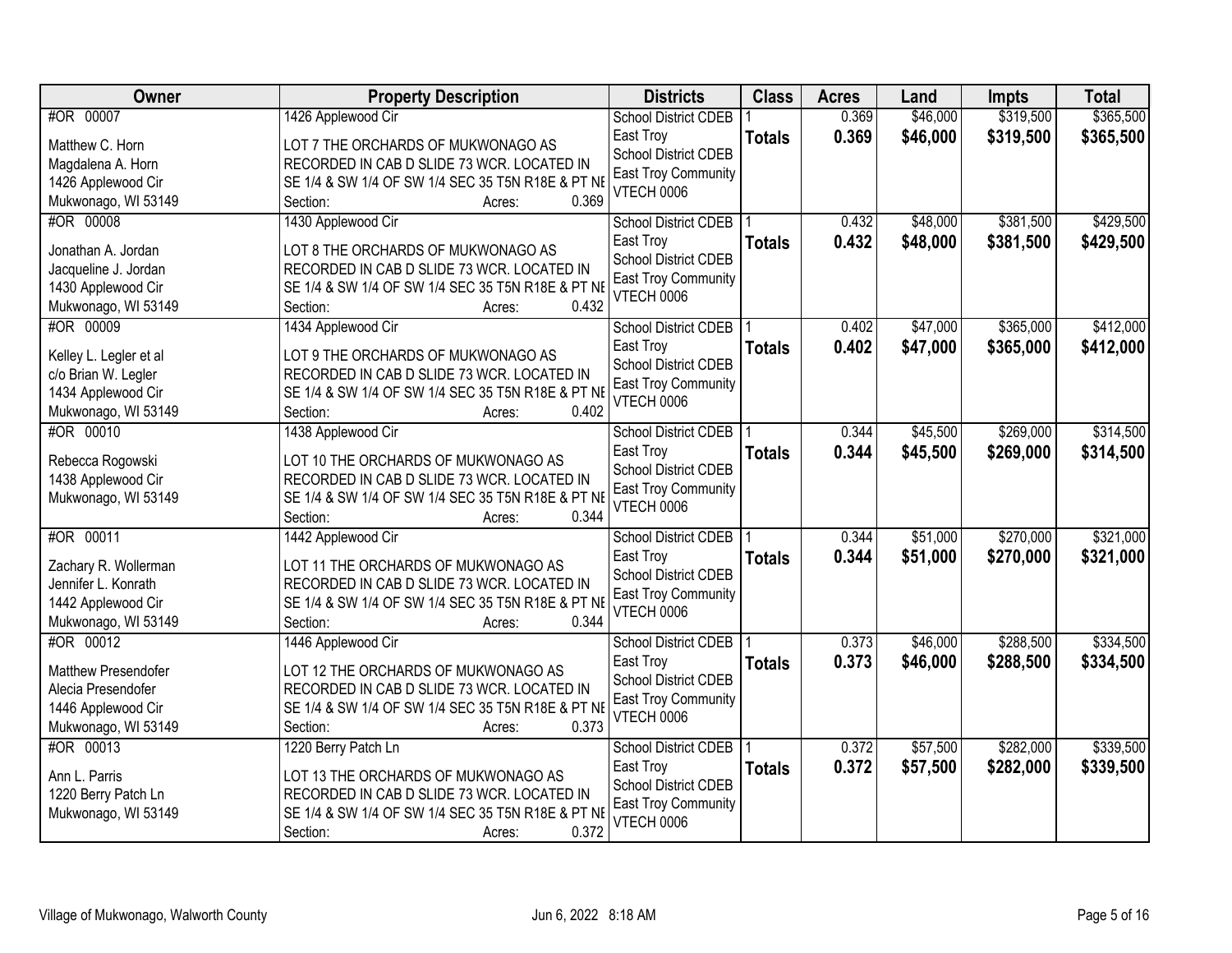| Owner | Property Description | Districts | Class | Acres | Land | Impts | Total |
|---|---|---|---|---|---|---|---|
| #OR 00007<br>Matthew C. Horn<br>Magdalena A. Horn<br>1426 Applewood Cir<br>Mukwonago, WI 53149 | 1426 Applewood Cir<br>LOT 7 THE ORCHARDS OF MUKWONAGO AS RECORDED IN CAB D SLIDE 73 WCR. LOCATED IN SE 1/4 & SW 1/4 OF SW 1/4 SEC 35 T5N R18E & PT NE<br>Section: Acres: 0.369 | School District CDEB East Troy<br>School District CDEB East Troy Community<br>VTECH 0006 | 1<br>**Totals** | 0.369<br>**0.369** | $46,000<br>**$46,000** | $319,500<br>**$319,500** | $365,500<br>**$365,500** |
| #OR 00008<br>Jonathan A. Jordan<br>Jacqueline J. Jordan<br>1430 Applewood Cir<br>Mukwonago, WI 53149 | 1430 Applewood Cir<br>LOT 8 THE ORCHARDS OF MUKWONAGO AS RECORDED IN CAB D SLIDE 73 WCR. LOCATED IN SE 1/4 & SW 1/4 OF SW 1/4 SEC 35 T5N R18E & PT NE<br>Section: Acres: 0.432 | School District CDEB East Troy<br>School District CDEB East Troy Community<br>VTECH 0006 | 1<br>**Totals** | 0.432<br>**0.432** | $48,000<br>**$48,000** | $381,500<br>**$381,500** | $429,500<br>**$429,500** |
| #OR 00009<br>Kelley L. Legler et al<br>c/o Brian W. Legler<br>1434 Applewood Cir<br>Mukwonago, WI 53149 | 1434 Applewood Cir<br>LOT 9 THE ORCHARDS OF MUKWONAGO AS RECORDED IN CAB D SLIDE 73 WCR. LOCATED IN SE 1/4 & SW 1/4 OF SW 1/4 SEC 35 T5N R18E & PT NE<br>Section: Acres: 0.402 | School District CDEB East Troy<br>School District CDEB East Troy Community<br>VTECH 0006 | 1<br>**Totals** | 0.402<br>**0.402** | $47,000<br>**$47,000** | $365,000<br>**$365,000** | $412,000<br>**$412,000** |
| #OR 00010<br>Rebecca Rogowski<br>1438 Applewood Cir<br>Mukwonago, WI 53149 | 1438 Applewood Cir<br>LOT 10 THE ORCHARDS OF MUKWONAGO AS RECORDED IN CAB D SLIDE 73 WCR. LOCATED IN SE 1/4 & SW 1/4 OF SW 1/4 SEC 35 T5N R18E & PT NE<br>Section: Acres: 0.344 | School District CDEB East Troy<br>School District CDEB East Troy Community<br>VTECH 0006 | 1<br>**Totals** | 0.344<br>**0.344** | $45,500<br>**$45,500** | $269,000<br>**$269,000** | $314,500<br>**$314,500** |
| #OR 00011<br>Zachary R. Wollerman<br>Jennifer L. Konrath<br>1442 Applewood Cir<br>Mukwonago, WI 53149 | 1442 Applewood Cir<br>LOT 11 THE ORCHARDS OF MUKWONAGO AS RECORDED IN CAB D SLIDE 73 WCR. LOCATED IN SE 1/4 & SW 1/4 OF SW 1/4 SEC 35 T5N R18E & PT NE<br>Section: Acres: 0.344 | School District CDEB East Troy<br>School District CDEB East Troy Community<br>VTECH 0006 | 1<br>**Totals** | 0.344<br>**0.344** | $51,000<br>**$51,000** | $270,000<br>**$270,000** | $321,000<br>**$321,000** |
| #OR 00012<br>Matthew Presendofer<br>Alecia Presendofer<br>1446 Applewood Cir<br>Mukwonago, WI 53149 | 1446 Applewood Cir<br>LOT 12 THE ORCHARDS OF MUKWONAGO AS RECORDED IN CAB D SLIDE 73 WCR. LOCATED IN SE 1/4 & SW 1/4 OF SW 1/4 SEC 35 T5N R18E & PT NE<br>Section: Acres: 0.373 | School District CDEB East Troy<br>School District CDEB East Troy Community<br>VTECH 0006 | 1<br>**Totals** | 0.373<br>**0.373** | $46,000<br>**$46,000** | $288,500<br>**$288,500** | $334,500<br>**$334,500** |
| #OR 00013<br>Ann L. Parris<br>1220 Berry Patch Ln<br>Mukwonago, WI 53149 | 1220 Berry Patch Ln<br>LOT 13 THE ORCHARDS OF MUKWONAGO AS RECORDED IN CAB D SLIDE 73 WCR. LOCATED IN SE 1/4 & SW 1/4 OF SW 1/4 SEC 35 T5N R18E & PT NE<br>Section: Acres: 0.372 | School District CDEB East Troy<br>School District CDEB East Troy Community<br>VTECH 0006 | 1<br>**Totals** | 0.372<br>**0.372** | $57,500<br>**$57,500** | $282,000<br>**$282,000** | $339,500<br>**$339,500** |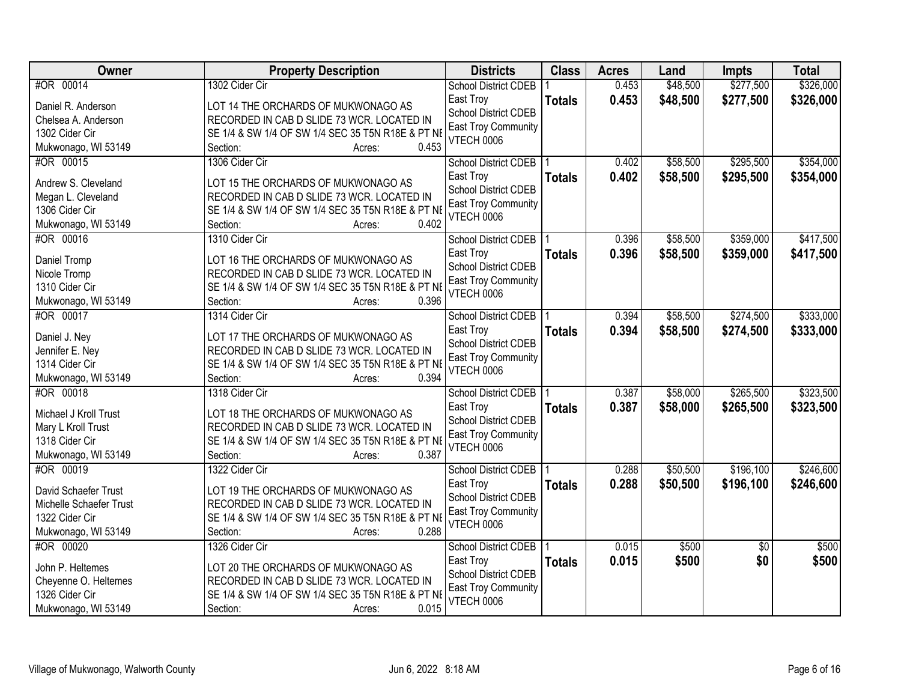| Owner | Property Description | Districts | Class | Acres | Land | Impts | Total |
|---|---|---|---|---|---|---|---|
| #OR 00014<br>Daniel R. Anderson<br>Chelsea A. Anderson<br>1302 Cider Cir<br>Mukwonago, WI 53149 | 1302 Cider Cir<br>LOT 14 THE ORCHARDS OF MUKWONAGO AS RECORDED IN CAB D SLIDE 73 WCR. LOCATED IN SE 1/4 & SW 1/4 OF SW 1/4 SEC 35 T5N R18E & PT NE<br>Section: Acres: 0.453 | School District CDEB East Troy<br>School District CDEB East Troy Community<br>VTECH 0006 | 1<br>**Totals** | 0.453<br>**0.453** | $48,500<br>**$48,500** | $277,500<br>**$277,500** | $326,000<br>**$326,000** |
| #OR 00015<br>Andrew S. Cleveland<br>Megan L. Cleveland<br>1306 Cider Cir<br>Mukwonago, WI 53149 | 1306 Cider Cir<br>LOT 15 THE ORCHARDS OF MUKWONAGO AS RECORDED IN CAB D SLIDE 73 WCR. LOCATED IN SE 1/4 & SW 1/4 OF SW 1/4 SEC 35 T5N R18E & PT NE<br>Section: Acres: 0.402 | School District CDEB East Troy<br>School District CDEB East Troy Community<br>VTECH 0006 | 1<br>**Totals** | 0.402<br>**0.402** | $58,500<br>**$58,500** | $295,500<br>**$295,500** | $354,000<br>**$354,000** |
| #OR 00016<br>Daniel Tromp<br>Nicole Tromp<br>1310 Cider Cir<br>Mukwonago, WI 53149 | 1310 Cider Cir<br>LOT 16 THE ORCHARDS OF MUKWONAGO AS RECORDED IN CAB D SLIDE 73 WCR. LOCATED IN SE 1/4 & SW 1/4 OF SW 1/4 SEC 35 T5N R18E & PT NE<br>Section: Acres: 0.396 | School District CDEB East Troy<br>School District CDEB East Troy Community<br>VTECH 0006 | 1<br>**Totals** | 0.396<br>**0.396** | $58,500<br>**$58,500** | $359,000<br>**$359,000** | $417,500<br>**$417,500** |
| #OR 00017<br>Daniel J. Ney<br>Jennifer E. Ney<br>1314 Cider Cir<br>Mukwonago, WI 53149 | 1314 Cider Cir<br>LOT 17 THE ORCHARDS OF MUKWONAGO AS RECORDED IN CAB D SLIDE 73 WCR. LOCATED IN SE 1/4 & SW 1/4 OF SW 1/4 SEC 35 T5N R18E & PT NE<br>Section: Acres: 0.394 | School District CDEB East Troy<br>School District CDEB East Troy Community<br>VTECH 0006 | 1<br>**Totals** | 0.394<br>**0.394** | $58,500<br>**$58,500** | $274,500<br>**$274,500** | $333,000<br>**$333,000** |
| #OR 00018<br>Michael J Kroll Trust<br>Mary L Kroll Trust<br>1318 Cider Cir<br>Mukwonago, WI 53149 | 1318 Cider Cir<br>LOT 18 THE ORCHARDS OF MUKWONAGO AS RECORDED IN CAB D SLIDE 73 WCR. LOCATED IN SE 1/4 & SW 1/4 OF SW 1/4 SEC 35 T5N R18E & PT NE<br>Section: Acres: 0.387 | School District CDEB East Troy<br>School District CDEB East Troy Community<br>VTECH 0006 | 1<br>**Totals** | 0.387<br>**0.387** | $58,000<br>**$58,000** | $265,500<br>**$265,500** | $323,500<br>**$323,500** |
| #OR 00019<br>David Schaefer Trust<br>Michelle Schaefer Trust<br>1322 Cider Cir<br>Mukwonago, WI 53149 | 1322 Cider Cir<br>LOT 19 THE ORCHARDS OF MUKWONAGO AS RECORDED IN CAB D SLIDE 73 WCR. LOCATED IN SE 1/4 & SW 1/4 OF SW 1/4 SEC 35 T5N R18E & PT NE<br>Section: Acres: 0.288 | School District CDEB East Troy<br>School District CDEB East Troy Community<br>VTECH 0006 | 1<br>**Totals** | 0.288<br>**0.288** | $50,500<br>**$50,500** | $196,100<br>**$196,100** | $246,600<br>**$246,600** |
| #OR 00020<br>John P. Heltemes<br>Cheyenne O. Heltemes<br>1326 Cider Cir<br>Mukwonago, WI 53149 | 1326 Cider Cir<br>LOT 20 THE ORCHARDS OF MUKWONAGO AS RECORDED IN CAB D SLIDE 73 WCR. LOCATED IN SE 1/4 & SW 1/4 OF SW 1/4 SEC 35 T5N R18E & PT NE<br>Section: Acres: 0.015 | School District CDEB East Troy<br>School District CDEB East Troy Community<br>VTECH 0006 | 1<br>**Totals** | 0.015<br>**0.015** | $500<br>**$500** | $0<br>**$0** | $500<br>**$500** |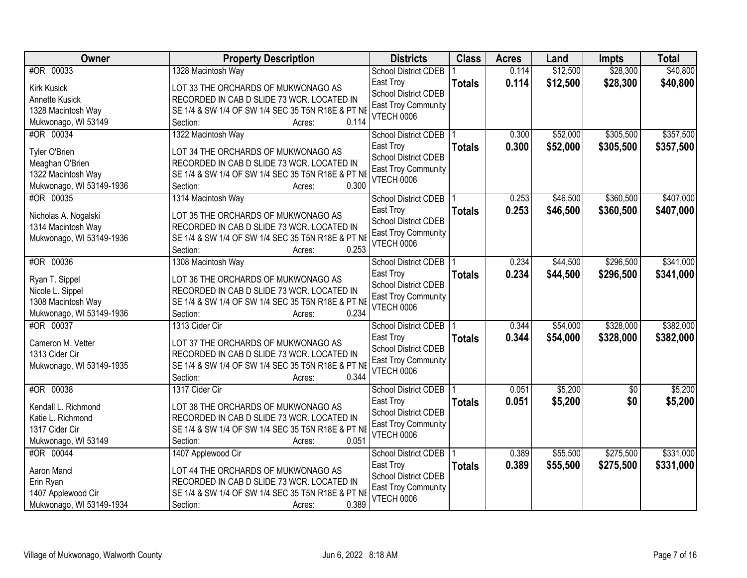| Owner | Property Description | Districts | Class | Acres | Land | Impts | Total |
|---|---|---|---|---|---|---|---|
| #OR 00033<br>Kirk Kusick<br>Annette Kusick<br>1328 Macintosh Way<br>Mukwonago, WI 53149 | 1328 Macintosh Way<br>LOT 33 THE ORCHARDS OF MUKWONAGO AS RECORDED IN CAB D SLIDE 73 WCR. LOCATED IN SE 1/4 & SW 1/4 OF SW 1/4 SEC 35 T5N R18E & PT NE<br>Section: Acres: 0.114 | School District CDEB East Troy<br>School District CDEB East Troy Community<br>VTECH 0006 | 1<br>**Totals** | 0.114<br>**0.114** | $12,500<br>**$12,500** | $28,300<br>**$28,300** | $40,800<br>**$40,800** |
| #OR 00034<br>Tyler O'Brien<br>Meaghan O'Brien<br>1322 Macintosh Way<br>Mukwonago, WI 53149-1936 | 1322 Macintosh Way<br>LOT 34 THE ORCHARDS OF MUKWONAGO AS RECORDED IN CAB D SLIDE 73 WCR. LOCATED IN SE 1/4 & SW 1/4 OF SW 1/4 SEC 35 T5N R18E & PT NE<br>Section: Acres: 0.300 | School District CDEB East Troy<br>School District CDEB East Troy Community<br>VTECH 0006 | 1<br>**Totals** | 0.300<br>**0.300** | $52,000<br>**$52,000** | $305,500<br>**$305,500** | $357,500<br>**$357,500** |
| #OR 00035<br>Nicholas A. Nogalski<br>1314 Macintosh Way<br>Mukwonago, WI 53149-1936 | 1314 Macintosh Way<br>LOT 35 THE ORCHARDS OF MUKWONAGO AS RECORDED IN CAB D SLIDE 73 WCR. LOCATED IN SE 1/4 & SW 1/4 OF SW 1/4 SEC 35 T5N R18E & PT NE<br>Section: Acres: 0.253 | School District CDEB East Troy<br>School District CDEB East Troy Community<br>VTECH 0006 | 1<br>**Totals** | 0.253<br>**0.253** | $46,500<br>**$46,500** | $360,500<br>**$360,500** | $407,000<br>**$407,000** |
| #OR 00036<br>Ryan T. Sippel<br>Nicole L. Sippel<br>1308 Macintosh Way<br>Mukwonago, WI 53149-1936 | 1308 Macintosh Way<br>LOT 36 THE ORCHARDS OF MUKWONAGO AS RECORDED IN CAB D SLIDE 73 WCR. LOCATED IN SE 1/4 & SW 1/4 OF SW 1/4 SEC 35 T5N R18E & PT NE<br>Section: Acres: 0.234 | School District CDEB East Troy<br>School District CDEB East Troy Community<br>VTECH 0006 | 1<br>**Totals** | 0.234<br>**0.234** | $44,500<br>**$44,500** | $296,500<br>**$296,500** | $341,000<br>**$341,000** |
| #OR 00037<br>Cameron M. Vetter<br>1313 Cider Cir<br>Mukwonago, WI 53149-1935 | 1313 Cider Cir<br>LOT 37 THE ORCHARDS OF MUKWONAGO AS RECORDED IN CAB D SLIDE 73 WCR. LOCATED IN SE 1/4 & SW 1/4 OF SW 1/4 SEC 35 T5N R18E & PT NE<br>Section: Acres: 0.344 | School District CDEB East Troy<br>School District CDEB East Troy Community<br>VTECH 0006 | 1<br>**Totals** | 0.344<br>**0.344** | $54,000<br>**$54,000** | $328,000<br>**$328,000** | $382,000<br>**$382,000** |
| #OR 00038<br>Kendall L. Richmond<br>Katie L. Richmond<br>1317 Cider Cir<br>Mukwonago, WI 53149 | 1317 Cider Cir<br>LOT 38 THE ORCHARDS OF MUKWONAGO AS RECORDED IN CAB D SLIDE 73 WCR. LOCATED IN SE 1/4 & SW 1/4 OF SW 1/4 SEC 35 T5N R18E & PT NE<br>Section: Acres: 0.051 | School District CDEB East Troy<br>School District CDEB East Troy Community<br>VTECH 0006 | 1<br>**Totals** | 0.051<br>**0.051** | $5,200<br>**$5,200** | $0<br>**$0** | $5,200<br>**$5,200** |
| #OR 00044<br>Aaron Mancl<br>Erin Ryan<br>1407 Applewood Cir<br>Mukwonago, WI 53149-1934 | 1407 Applewood Cir<br>LOT 44 THE ORCHARDS OF MUKWONAGO AS RECORDED IN CAB D SLIDE 73 WCR. LOCATED IN SE 1/4 & SW 1/4 OF SW 1/4 SEC 35 T5N R18E & PT NE<br>Section: Acres: 0.389 | School District CDEB East Troy<br>School District CDEB East Troy Community<br>VTECH 0006 | 1<br>**Totals** | 0.389<br>**0.389** | $55,500<br>**$55,500** | $275,500<br>**$275,500** | $331,000<br>**$331,000** |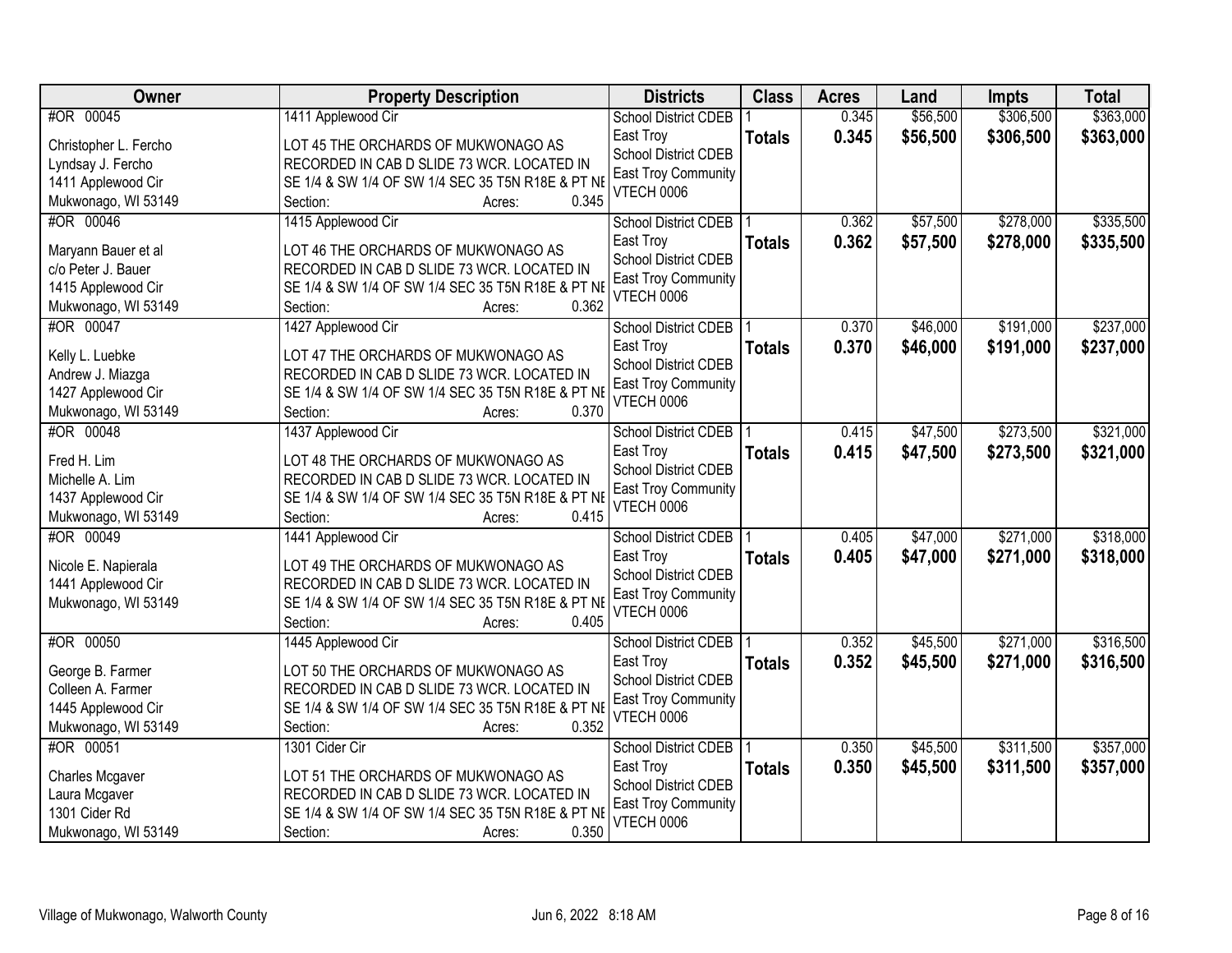| Owner | Property Description | Districts | Class | Acres | Land | Impts | Total |
|---|---|---|---|---|---|---|---|
| #OR 00045<br><br>Christopher L. Fercho<br>Lyndsay J. Fercho<br>1411 Applewood Cir<br>Mukwonago, WI 53149 | 1411 Applewood Cir<br><br>LOT 45 THE ORCHARDS OF MUKWONAGO AS RECORDED IN CAB D SLIDE 73 WCR. LOCATED IN SE 1/4 & SW 1/4 OF SW 1/4 SEC 35 T5N R18E & PT NE<br>Section: Acres: 0.345 | School District CDEB East Troy<br>School District CDEB East Troy Community<br>VTECH 0006 | 1<br>**Totals** | 0.345<br>**0.345** | $56,500<br>**$56,500** | $306,500<br>**$306,500** | $363,000<br>**$363,000** |
| #OR 00046<br><br>Maryann Bauer et al<br>c/o Peter J. Bauer<br>1415 Applewood Cir<br>Mukwonago, WI 53149 | 1415 Applewood Cir<br><br>LOT 46 THE ORCHARDS OF MUKWONAGO AS RECORDED IN CAB D SLIDE 73 WCR. LOCATED IN SE 1/4 & SW 1/4 OF SW 1/4 SEC 35 T5N R18E & PT NE<br>Section: Acres: 0.362 | School District CDEB East Troy<br>School District CDEB East Troy Community<br>VTECH 0006 | 1<br>**Totals** | 0.362<br>**0.362** | $57,500<br>**$57,500** | $278,000<br>**$278,000** | $335,500<br>**$335,500** |
| #OR 00047<br><br>Kelly L. Luebke<br>Andrew J. Miazga<br>1427 Applewood Cir<br>Mukwonago, WI 53149 | 1427 Applewood Cir<br><br>LOT 47 THE ORCHARDS OF MUKWONAGO AS RECORDED IN CAB D SLIDE 73 WCR. LOCATED IN SE 1/4 & SW 1/4 OF SW 1/4 SEC 35 T5N R18E & PT NE<br>Section: Acres: 0.370 | School District CDEB East Troy<br>School District CDEB East Troy Community<br>VTECH 0006 | 1<br>**Totals** | 0.370<br>**0.370** | $46,000<br>**$46,000** | $191,000<br>**$191,000** | $237,000<br>**$237,000** |
| #OR 00048<br><br>Fred H. Lim<br>Michelle A. Lim<br>1437 Applewood Cir<br>Mukwonago, WI 53149 | 1437 Applewood Cir<br><br>LOT 48 THE ORCHARDS OF MUKWONAGO AS RECORDED IN CAB D SLIDE 73 WCR. LOCATED IN SE 1/4 & SW 1/4 OF SW 1/4 SEC 35 T5N R18E & PT NE<br>Section: Acres: 0.415 | School District CDEB East Troy<br>School District CDEB East Troy Community<br>VTECH 0006 | 1<br>**Totals** | 0.415<br>**0.415** | $47,500<br>**$47,500** | $273,500<br>**$273,500** | $321,000<br>**$321,000** |
| #OR 00049<br><br>Nicole E. Napierala<br>1441 Applewood Cir<br>Mukwonago, WI 53149 | 1441 Applewood Cir<br><br>LOT 49 THE ORCHARDS OF MUKWONAGO AS RECORDED IN CAB D SLIDE 73 WCR. LOCATED IN SE 1/4 & SW 1/4 OF SW 1/4 SEC 35 T5N R18E & PT NE<br>Section: Acres: 0.405 | School District CDEB East Troy<br>School District CDEB East Troy Community<br>VTECH 0006 | 1<br>**Totals** | 0.405<br>**0.405** | $47,000<br>**$47,000** | $271,000<br>**$271,000** | $318,000<br>**$318,000** |
| #OR 00050<br><br>George B. Farmer<br>Colleen A. Farmer<br>1445 Applewood Cir<br>Mukwonago, WI 53149 | 1445 Applewood Cir<br><br>LOT 50 THE ORCHARDS OF MUKWONAGO AS RECORDED IN CAB D SLIDE 73 WCR. LOCATED IN SE 1/4 & SW 1/4 OF SW 1/4 SEC 35 T5N R18E & PT NE<br>Section: Acres: 0.352 | School District CDEB East Troy<br>School District CDEB East Troy Community<br>VTECH 0006 | 1<br>**Totals** | 0.352<br>**0.352** | $45,500<br>**$45,500** | $271,000<br>**$271,000** | $316,500<br>**$316,500** |
| #OR 00051<br><br>Charles Mcgaver<br>Laura Mcgaver<br>1301 Cider Rd<br>Mukwonago, WI 53149 | 1301 Cider Cir<br><br>LOT 51 THE ORCHARDS OF MUKWONAGO AS RECORDED IN CAB D SLIDE 73 WCR. LOCATED IN SE 1/4 & SW 1/4 OF SW 1/4 SEC 35 T5N R18E & PT NE<br>Section: Acres: 0.350 | School District CDEB East Troy<br>School District CDEB East Troy Community<br>VTECH 0006 | 1<br>**Totals** | 0.350<br>**0.350** | $45,500<br>**$45,500** | $311,500<br>**$311,500** | $357,000<br>**$357,000** |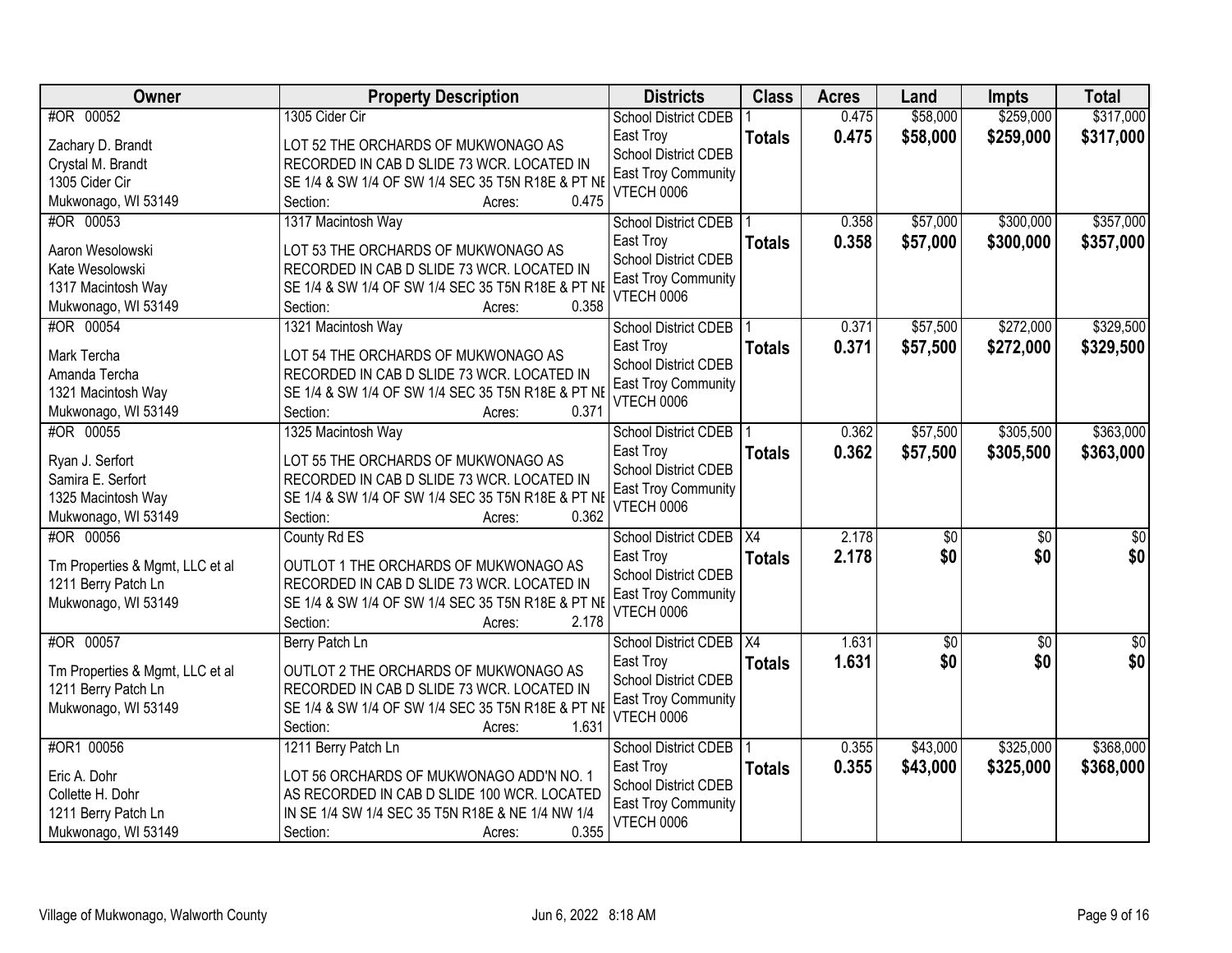| Owner | Property Description | Districts | Class | Acres | Land | Impts | Total |
|---|---|---|---|---|---|---|---|
| #OR 00052<br>Zachary D. Brandt<br>Crystal M. Brandt<br>1305 Cider Cir<br>Mukwonago, WI 53149 | 1305 Cider Cir<br>LOT 52 THE ORCHARDS OF MUKWONAGO AS RECORDED IN CAB D SLIDE 73 WCR. LOCATED IN SE 1/4 & SW 1/4 OF SW 1/4 SEC 35 T5N R18E & PT NE<br>Section: Acres: 0.475 | School District CDEB East Troy<br>School District CDEB East Troy Community<br>VTECH 0006 | 1<br>**Totals** | 0.475<br>**0.475** | $58,000<br>**$58,000** | $259,000<br>**$259,000** | $317,000<br>**$317,000** |
| #OR 00053<br>Aaron Wesolowski<br>Kate Wesolowski<br>1317 Macintosh Way<br>Mukwonago, WI 53149 | 1317 Macintosh Way<br>LOT 53 THE ORCHARDS OF MUKWONAGO AS RECORDED IN CAB D SLIDE 73 WCR. LOCATED IN SE 1/4 & SW 1/4 OF SW 1/4 SEC 35 T5N R18E & PT NE<br>Section: Acres: 0.358 | School District CDEB East Troy<br>School District CDEB East Troy Community<br>VTECH 0006 | 1<br>**Totals** | 0.358<br>**0.358** | $57,000<br>**$57,000** | $300,000<br>**$300,000** | $357,000<br>**$357,000** |
| #OR 00054<br>Mark Tercha<br>Amanda Tercha<br>1321 Macintosh Way<br>Mukwonago, WI 53149 | 1321 Macintosh Way<br>LOT 54 THE ORCHARDS OF MUKWONAGO AS RECORDED IN CAB D SLIDE 73 WCR. LOCATED IN SE 1/4 & SW 1/4 OF SW 1/4 SEC 35 T5N R18E & PT NE<br>Section: Acres: 0.371 | School District CDEB East Troy<br>School District CDEB East Troy Community<br>VTECH 0006 | 1<br>**Totals** | 0.371<br>**0.371** | $57,500<br>**$57,500** | $272,000<br>**$272,000** | $329,500<br>**$329,500** |
| #OR 00055<br>Ryan J. Serfort<br>Samira E. Serfort<br>1325 Macintosh Way<br>Mukwonago, WI 53149 | 1325 Macintosh Way<br>LOT 55 THE ORCHARDS OF MUKWONAGO AS RECORDED IN CAB D SLIDE 73 WCR. LOCATED IN SE 1/4 & SW 1/4 OF SW 1/4 SEC 35 T5N R18E & PT NE<br>Section: Acres: 0.362 | School District CDEB East Troy<br>School District CDEB East Troy Community<br>VTECH 0006 | 1<br>**Totals** | 0.362<br>**0.362** | $57,500<br>**$57,500** | $305,500<br>**$305,500** | $363,000<br>**$363,000** |
| #OR 00056<br>Tm Properties & Mgmt, LLC et al<br>1211 Berry Patch Ln<br>Mukwonago, WI 53149 | County Rd ES<br>OUTLOT 1 THE ORCHARDS OF MUKWONAGO AS RECORDED IN CAB D SLIDE 73 WCR. LOCATED IN SE 1/4 & SW 1/4 OF SW 1/4 SEC 35 T5N R18E & PT NE<br>Section: Acres: 2.178 | School District CDEB East Troy<br>School District CDEB East Troy Community<br>VTECH 0006 | X4<br>**Totals** | 2.178<br>**2.178** | $0<br>**$0** | $0<br>**$0** | $0<br>**$0** |
| #OR 00057<br>Tm Properties & Mgmt, LLC et al<br>1211 Berry Patch Ln<br>Mukwonago, WI 53149 | Berry Patch Ln<br>OUTLOT 2 THE ORCHARDS OF MUKWONAGO AS RECORDED IN CAB D SLIDE 73 WCR. LOCATED IN SE 1/4 & SW 1/4 OF SW 1/4 SEC 35 T5N R18E & PT NE<br>Section: Acres: 1.631 | School District CDEB East Troy<br>School District CDEB East Troy Community<br>VTECH 0006 | X4<br>**Totals** | 1.631<br>**1.631** | $0<br>**$0** | $0<br>**$0** | $0<br>**$0** |
| #OR1 00056<br>Eric A. Dohr<br>Collette H. Dohr<br>1211 Berry Patch Ln<br>Mukwonago, WI 53149 | 1211 Berry Patch Ln<br>LOT 56 ORCHARDS OF MUKWONAGO ADD'N NO. 1 AS RECORDED IN CAB D SLIDE 100 WCR. LOCATED IN SE 1/4 SW 1/4 SEC 35 T5N R18E & NE 1/4 NW 1/4<br>Section: Acres: 0.355 | School District CDEB East Troy<br>School District CDEB East Troy Community<br>VTECH 0006 | 1<br>**Totals** | 0.355<br>**0.355** | $43,000<br>**$43,000** | $325,000<br>**$325,000** | $368,000<br>**$368,000** |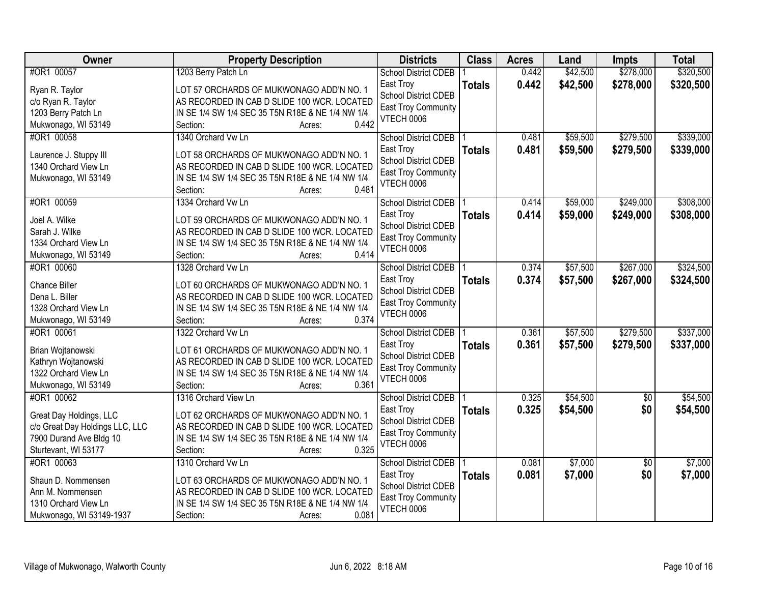| Owner | Property Description | Districts | Class | Acres | Land | Impts | Total |
|---|---|---|---|---|---|---|---|
| #OR1 00057<br><br>Ryan R. Taylor<br>c/o Ryan R. Taylor<br>1203 Berry Patch Ln<br>Mukwonago, WI 53149 | 1203 Berry Patch Ln<br><br>LOT 57 ORCHARDS OF MUKWONAGO ADD'N NO. 1 AS RECORDED IN CAB D SLIDE 100 WCR. LOCATED IN SE 1/4 SW 1/4 SEC 35 T5N R18E & NE 1/4 NW 1/4<br>Section: Acres: 0.442 | School District CDEB East Troy<br>School District CDEB East Troy Community<br>VTECH 0006 | 1<br>**Totals** | 0.442<br>**0.442** | $42,500<br>**$42,500** | $278,000<br>**$278,000** | $320,500<br>**$320,500** |
| #OR1 00058<br><br>Laurence J. Stuppy III<br>1340 Orchard View Ln<br>Mukwonago, WI 53149 | 1340 Orchard Vw Ln<br><br>LOT 58 ORCHARDS OF MUKWONAGO ADD'N NO. 1 AS RECORDED IN CAB D SLIDE 100 WCR. LOCATED IN SE 1/4 SW 1/4 SEC 35 T5N R18E & NE 1/4 NW 1/4<br>Section: Acres: 0.481 | School District CDEB East Troy<br>School District CDEB East Troy Community<br>VTECH 0006 | 1<br>**Totals** | 0.481<br>**0.481** | $59,500<br>**$59,500** | $279,500<br>**$279,500** | $339,000<br>**$339,000** |
| #OR1 00059<br><br>Joel A. Wilke<br>Sarah J. Wilke<br>1334 Orchard View Ln<br>Mukwonago, WI 53149 | 1334 Orchard Vw Ln<br><br>LOT 59 ORCHARDS OF MUKWONAGO ADD'N NO. 1 AS RECORDED IN CAB D SLIDE 100 WCR. LOCATED IN SE 1/4 SW 1/4 SEC 35 T5N R18E & NE 1/4 NW 1/4<br>Section: Acres: 0.414 | School District CDEB East Troy<br>School District CDEB East Troy Community<br>VTECH 0006 | 1<br>**Totals** | 0.414<br>**0.414** | $59,000<br>**$59,000** | $249,000<br>**$249,000** | $308,000<br>**$308,000** |
| #OR1 00060<br><br>Chance Biller<br>Dena L. Biller<br>1328 Orchard View Ln<br>Mukwonago, WI 53149 | 1328 Orchard Vw Ln<br><br>LOT 60 ORCHARDS OF MUKWONAGO ADD'N NO. 1 AS RECORDED IN CAB D SLIDE 100 WCR. LOCATED IN SE 1/4 SW 1/4 SEC 35 T5N R18E & NE 1/4 NW 1/4<br>Section: Acres: 0.374 | School District CDEB East Troy<br>School District CDEB East Troy Community<br>VTECH 0006 | 1<br>**Totals** | 0.374<br>**0.374** | $57,500<br>**$57,500** | $267,000<br>**$267,000** | $324,500<br>**$324,500** |
| #OR1 00061<br><br>Brian Wojtanowski<br>Kathryn Wojtanowski<br>1322 Orchard View Ln<br>Mukwonago, WI 53149 | 1322 Orchard Vw Ln<br><br>LOT 61 ORCHARDS OF MUKWONAGO ADD'N NO. 1 AS RECORDED IN CAB D SLIDE 100 WCR. LOCATED IN SE 1/4 SW 1/4 SEC 35 T5N R18E & NE 1/4 NW 1/4<br>Section: Acres: 0.361 | School District CDEB East Troy<br>School District CDEB East Troy Community<br>VTECH 0006 | 1<br>**Totals** | 0.361<br>**0.361** | $57,500<br>**$57,500** | $279,500<br>**$279,500** | $337,000<br>**$337,000** |
| #OR1 00062<br><br>Great Day Holdings, LLC<br>c/o Great Day Holdings LLC, LLC<br>7900 Durand Ave Bldg 10<br>Sturtevant, WI 53177 | 1316 Orchard View Ln<br><br>LOT 62 ORCHARDS OF MUKWONAGO ADD'N NO. 1 AS RECORDED IN CAB D SLIDE 100 WCR. LOCATED IN SE 1/4 SW 1/4 SEC 35 T5N R18E & NE 1/4 NW 1/4<br>Section: Acres: 0.325 | School District CDEB East Troy<br>School District CDEB East Troy Community<br>VTECH 0006 | 1<br>**Totals** | 0.325<br>**0.325** | $54,500<br>**$54,500** | $0<br>**$0** | $54,500<br>**$54,500** |
| #OR1 00063<br><br>Shaun D. Nommensen<br>Ann M. Nommensen<br>1310 Orchard View Ln<br>Mukwonago, WI 53149-1937 | 1310 Orchard Vw Ln<br><br>LOT 63 ORCHARDS OF MUKWONAGO ADD'N NO. 1 AS RECORDED IN CAB D SLIDE 100 WCR. LOCATED IN SE 1/4 SW 1/4 SEC 35 T5N R18E & NE 1/4 NW 1/4<br>Section: Acres: 0.081 | School District CDEB East Troy<br>School District CDEB East Troy Community<br>VTECH 0006 | 1<br>**Totals** | 0.081<br>**0.081** | $7,000<br>**$7,000** | $0<br>**$0** | $7,000<br>**$7,000** |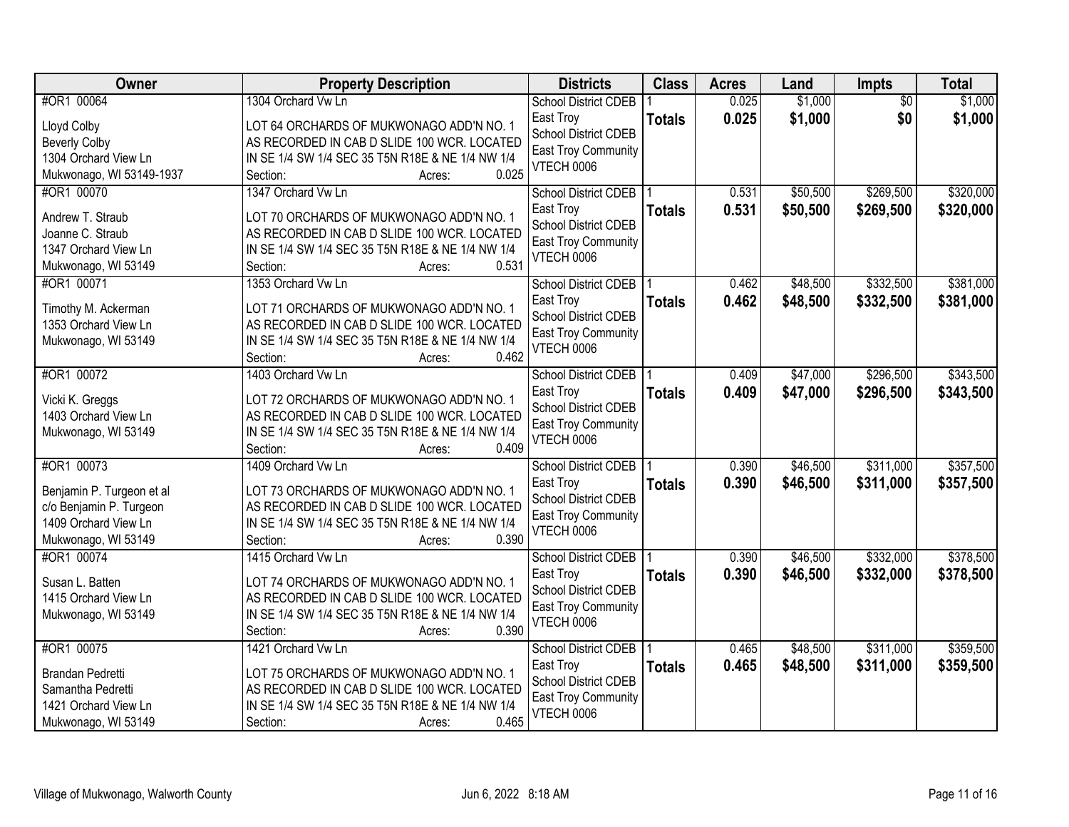| Owner | Property Description | Districts | Class | Acres | Land | Impts | Total |
|---|---|---|---|---|---|---|---|
| #OR1 00064<br><br>Lloyd Colby<br>Beverly Colby<br>1304 Orchard View Ln<br>Mukwonago, WI 53149-1937 | 1304 Orchard Vw Ln<br><br>LOT 64 ORCHARDS OF MUKWONAGO ADD'N NO. 1 AS RECORDED IN CAB D SLIDE 100 WCR. LOCATED IN SE 1/4 SW 1/4 SEC 35 T5N R18E & NE 1/4 NW 1/4<br>Section: Acres: 0.025 | School District CDEB East Troy<br>School District CDEB East Troy Community<br>VTECH 0006 | 1<br>**Totals** | 0.025<br>**0.025** | $1,000<br>**$1,000** | $0<br>**$0** | $1,000<br>**$1,000** |
| #OR1 00070<br><br>Andrew T. Straub<br>Joanne C. Straub<br>1347 Orchard View Ln<br>Mukwonago, WI 53149 | 1347 Orchard Vw Ln<br><br>LOT 70 ORCHARDS OF MUKWONAGO ADD'N NO. 1 AS RECORDED IN CAB D SLIDE 100 WCR. LOCATED IN SE 1/4 SW 1/4 SEC 35 T5N R18E & NE 1/4 NW 1/4<br>Section: Acres: 0.531 | School District CDEB East Troy<br>School District CDEB East Troy Community<br>VTECH 0006 | 1<br>**Totals** | 0.531<br>**0.531** | $50,500<br>**$50,500** | $269,500<br>**$269,500** | $320,000<br>**$320,000** |
| #OR1 00071<br><br>Timothy M. Ackerman<br>1353 Orchard View Ln<br>Mukwonago, WI 53149 | 1353 Orchard Vw Ln<br><br>LOT 71 ORCHARDS OF MUKWONAGO ADD'N NO. 1 AS RECORDED IN CAB D SLIDE 100 WCR. LOCATED IN SE 1/4 SW 1/4 SEC 35 T5N R18E & NE 1/4 NW 1/4<br>Section: Acres: 0.462 | School District CDEB East Troy<br>School District CDEB East Troy Community<br>VTECH 0006 | 1<br>**Totals** | 0.462<br>**0.462** | $48,500<br>**$48,500** | $332,500<br>**$332,500** | $381,000<br>**$381,000** |
| #OR1 00072<br><br>Vicki K. Greggs<br>1403 Orchard View Ln<br>Mukwonago, WI 53149 | 1403 Orchard Vw Ln<br><br>LOT 72 ORCHARDS OF MUKWONAGO ADD'N NO. 1 AS RECORDED IN CAB D SLIDE 100 WCR. LOCATED IN SE 1/4 SW 1/4 SEC 35 T5N R18E & NE 1/4 NW 1/4<br>Section: Acres: 0.409 | School District CDEB East Troy<br>School District CDEB East Troy Community<br>VTECH 0006 | 1<br>**Totals** | 0.409<br>**0.409** | $47,000<br>**$47,000** | $296,500<br>**$296,500** | $343,500<br>**$343,500** |
| #OR1 00073<br><br>Benjamin P. Turgeon et al<br>c/o Benjamin P. Turgeon<br>1409 Orchard View Ln<br>Mukwonago, WI 53149 | 1409 Orchard Vw Ln<br><br>LOT 73 ORCHARDS OF MUKWONAGO ADD'N NO. 1 AS RECORDED IN CAB D SLIDE 100 WCR. LOCATED IN SE 1/4 SW 1/4 SEC 35 T5N R18E & NE 1/4 NW 1/4<br>Section: Acres: 0.390 | School District CDEB East Troy<br>School District CDEB East Troy Community<br>VTECH 0006 | 1<br>**Totals** | 0.390<br>**0.390** | $46,500<br>**$46,500** | $311,000<br>**$311,000** | $357,500<br>**$357,500** |
| #OR1 00074<br><br>Susan L. Batten<br>1415 Orchard View Ln<br>Mukwonago, WI 53149 | 1415 Orchard Vw Ln<br><br>LOT 74 ORCHARDS OF MUKWONAGO ADD'N NO. 1 AS RECORDED IN CAB D SLIDE 100 WCR. LOCATED IN SE 1/4 SW 1/4 SEC 35 T5N R18E & NE 1/4 NW 1/4<br>Section: Acres: 0.390 | School District CDEB East Troy<br>School District CDEB East Troy Community<br>VTECH 0006 | 1<br>**Totals** | 0.390<br>**0.390** | $46,500<br>**$46,500** | $332,000<br>**$332,000** | $378,500<br>**$378,500** |
| #OR1 00075<br><br>Brandan Pedretti<br>Samantha Pedretti<br>1421 Orchard View Ln<br>Mukwonago, WI 53149 | 1421 Orchard Vw Ln<br><br>LOT 75 ORCHARDS OF MUKWONAGO ADD'N NO. 1 AS RECORDED IN CAB D SLIDE 100 WCR. LOCATED IN SE 1/4 SW 1/4 SEC 35 T5N R18E & NE 1/4 NW 1/4<br>Section: Acres: 0.465 | School District CDEB East Troy<br>School District CDEB East Troy Community<br>VTECH 0006 | 1<br>**Totals** | 0.465<br>**0.465** | $48,500<br>**$48,500** | $311,000<br>**$311,000** | $359,500<br>**$359,500** |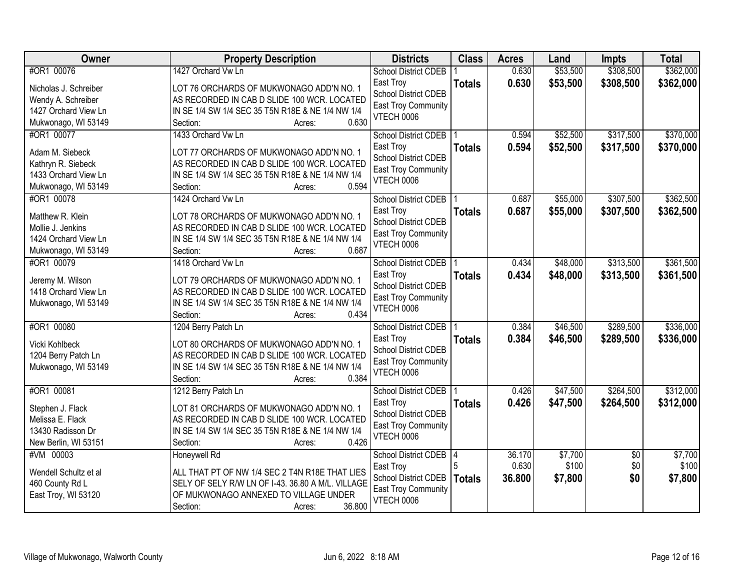| Owner | Property Description | Districts | Class | Acres | Land | Impts | Total |
|---|---|---|---|---|---|---|---|
| #OR1 00076<br><br>Nicholas J. Schreiber<br>Wendy A. Schreiber<br>1427 Orchard View Ln<br>Mukwonago, WI 53149 | 1427 Orchard Vw Ln<br><br>LOT 76 ORCHARDS OF MUKWONAGO ADD'N NO. 1 AS RECORDED IN CAB D SLIDE 100 WCR. LOCATED IN SE 1/4 SW 1/4 SEC 35 T5N R18E & NE 1/4 NW 1/4<br>Section: Acres: 0.630 | School District CDEB East Troy<br>School District CDEB East Troy Community<br>VTECH 0006 | 1<br>**Totals** | 0.630<br>**0.630** | $53,500<br>**$53,500** | $308,500<br>**$308,500** | $362,000<br>**$362,000** |
| #OR1 00077<br><br>Adam M. Siebeck<br>Kathryn R. Siebeck<br>1433 Orchard View Ln<br>Mukwonago, WI 53149 | 1433 Orchard Vw Ln<br><br>LOT 77 ORCHARDS OF MUKWONAGO ADD'N NO. 1 AS RECORDED IN CAB D SLIDE 100 WCR. LOCATED IN SE 1/4 SW 1/4 SEC 35 T5N R18E & NE 1/4 NW 1/4<br>Section: Acres: 0.594 | School District CDEB East Troy<br>School District CDEB East Troy Community<br>VTECH 0006 | 1<br>**Totals** | 0.594<br>**0.594** | $52,500<br>**$52,500** | $317,500<br>**$317,500** | $370,000<br>**$370,000** |
| #OR1 00078<br><br>Matthew R. Klein<br>Mollie J. Jenkins<br>1424 Orchard View Ln<br>Mukwonago, WI 53149 | 1424 Orchard Vw Ln<br><br>LOT 78 ORCHARDS OF MUKWONAGO ADD'N NO. 1 AS RECORDED IN CAB D SLIDE 100 WCR. LOCATED IN SE 1/4 SW 1/4 SEC 35 T5N R18E & NE 1/4 NW 1/4<br>Section: Acres: 0.687 | School District CDEB East Troy<br>School District CDEB East Troy Community<br>VTECH 0006 | 1<br>**Totals** | 0.687<br>**0.687** | $55,000<br>**$55,000** | $307,500<br>**$307,500** | $362,500<br>**$362,500** |
| #OR1 00079<br><br>Jeremy M. Wilson<br>1418 Orchard View Ln<br>Mukwonago, WI 53149 | 1418 Orchard Vw Ln<br><br>LOT 79 ORCHARDS OF MUKWONAGO ADD'N NO. 1 AS RECORDED IN CAB D SLIDE 100 WCR. LOCATED IN SE 1/4 SW 1/4 SEC 35 T5N R18E & NE 1/4 NW 1/4<br>Section: Acres: 0.434 | School District CDEB East Troy<br>School District CDEB East Troy Community<br>VTECH 0006 | 1<br>**Totals** | 0.434<br>**0.434** | $48,000<br>**$48,000** | $313,500<br>**$313,500** | $361,500<br>**$361,500** |
| #OR1 00080<br><br>Vicki Kohlbeck<br>1204 Berry Patch Ln<br>Mukwonago, WI 53149 | 1204 Berry Patch Ln<br><br>LOT 80 ORCHARDS OF MUKWONAGO ADD'N NO. 1 AS RECORDED IN CAB D SLIDE 100 WCR. LOCATED IN SE 1/4 SW 1/4 SEC 35 T5N R18E & NE 1/4 NW 1/4<br>Section: Acres: 0.384 | School District CDEB East Troy<br>School District CDEB East Troy Community<br>VTECH 0006 | 1<br>**Totals** | 0.384<br>**0.384** | $46,500<br>**$46,500** | $289,500<br>**$289,500** | $336,000<br>**$336,000** |
| #OR1 00081<br><br>Stephen J. Flack<br>Melissa E. Flack<br>13430 Radisson Dr<br>New Berlin, WI 53151 | 1212 Berry Patch Ln<br><br>LOT 81 ORCHARDS OF MUKWONAGO ADD'N NO. 1 AS RECORDED IN CAB D SLIDE 100 WCR. LOCATED IN SE 1/4 SW 1/4 SEC 35 T5N R18E & NE 1/4 NW 1/4<br>Section: Acres: 0.426 | School District CDEB East Troy<br>School District CDEB East Troy Community<br>VTECH 0006 | 1<br>**Totals** | 0.426<br>**0.426** | $47,500<br>**$47,500** | $264,500<br>**$264,500** | $312,000<br>**$312,000** |
| #VM 00003<br><br>Wendell Schultz et al<br>460 County Rd L<br>East Troy, WI 53120 | Honeywell Rd<br><br>ALL THAT PT OF NW 1/4 SEC 2 T4N R18E THAT LIES SELY OF SELY R/W LN OF I-43. 36.80 A M/L. VILLAGE OF MUKWONAGO ANNEXED TO VILLAGE UNDER<br>Section: Acres: 36.800 | School District CDEB East Troy<br>School District CDEB East Troy Community<br>VTECH 0006 | 4<br>5<br>**Totals** | 36.170<br>0.630<br>**36.800** | $7,700<br>$100<br>**$7,800** | $0<br>$0<br>**$0** | $7,700<br>$100<br>**$7,800** |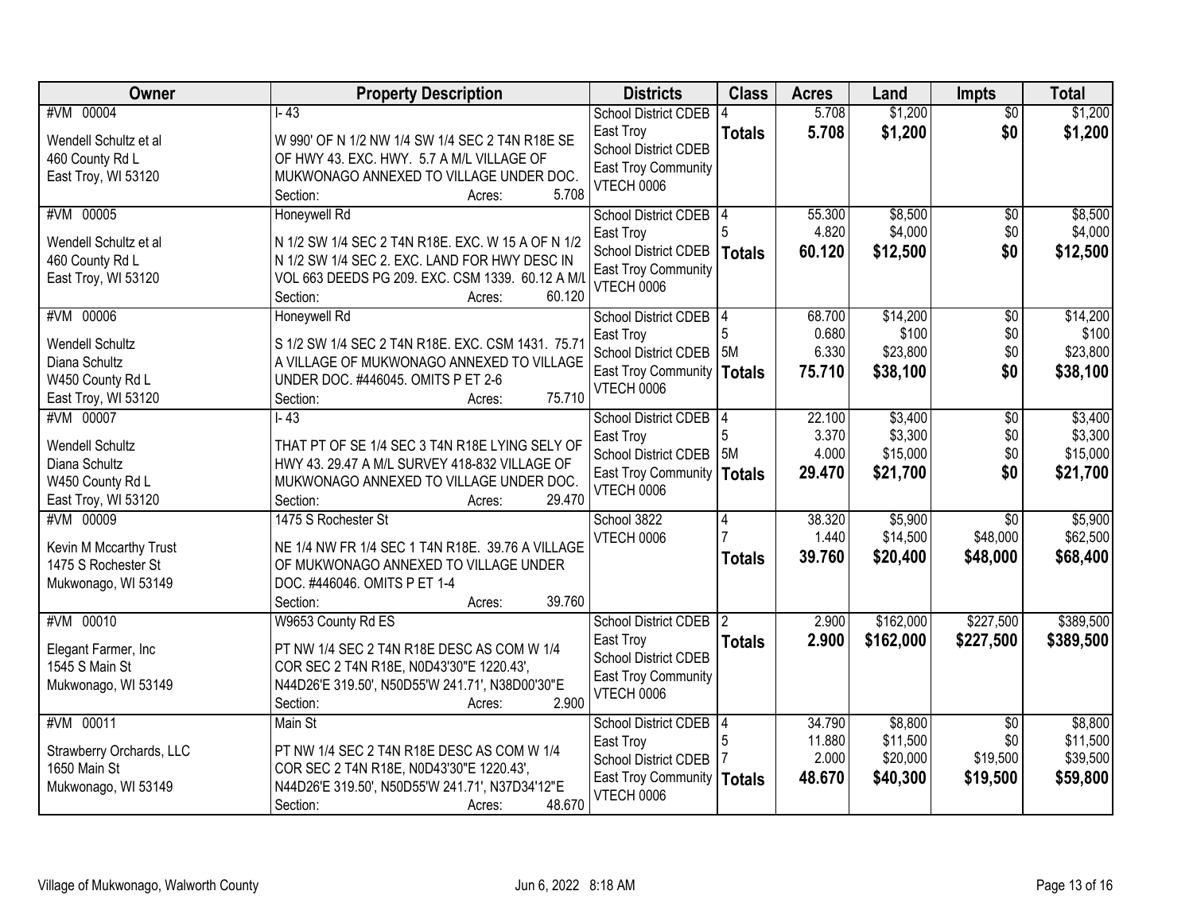| Owner | Property Description | Districts | Class | Acres | Land | Impts | Total |
|---|---|---|---|---|---|---|---|
| #VM 00004<br>Wendell Schultz et al<br>460 County Rd L<br>East Troy, WI 53120 | I- 43<br>W 990' OF N 1/2 NW 1/4 SW 1/4 SEC 2 T4N R18E SE OF HWY 43. EXC. HWY. 5.7 A M/L VILLAGE OF MUKWONAGO ANNEXED TO VILLAGE UNDER DOC.<br>Section: Acres: 5.708 | School District CDEB East Troy<br>School District CDEB East Troy Community<br>VTECH 0006 | 4<br>**Totals** | 5.708<br>**5.708** | $1,200<br>**$1,200** | $0<br>**$0** | $1,200<br>**$1,200** |
| #VM 00005<br>Wendell Schultz et al<br>460 County Rd L<br>East Troy, WI 53120 | Honeywell Rd<br>N 1/2 SW 1/4 SEC 2 T4N R18E. EXC. W 15 A OF N 1/2 N 1/2 SW 1/4 SEC 2. EXC. LAND FOR HWY DESC IN VOL 663 DEEDS PG 209. EXC. CSM 1339. 60.12 A M/L<br>Section: Acres: 60.120 | School District CDEB East Troy<br>School District CDEB East Troy Community<br>VTECH 0006 | 4<br>5<br>**Totals** | 55.300<br>4.820<br>**60.120** | $8,500<br>$4,000<br>**$12,500** | $0<br>$0<br>**$0** | $8,500<br>$4,000<br>**$12,500** |
| #VM 00006<br>Wendell Schultz<br>Diana Schultz<br>W450 County Rd L<br>East Troy, WI 53120 | Honeywell Rd<br>S 1/2 SW 1/4 SEC 2 T4N R18E. EXC. CSM 1431. 75.71 A VILLAGE OF MUKWONAGO ANNEXED TO VILLAGE UNDER DOC. #446045. OMITS P ET 2-6<br>Section: Acres: 75.710 | School District CDEB East Troy<br>School District CDEB East Troy Community<br>VTECH 0006 | 4<br>5<br>5M<br>**Totals** | 68.700<br>0.680<br>6.330<br>**75.710** | $14,200<br>$100<br>$23,800<br>**$38,100** | $0<br>$0<br>$0<br>**$0** | $14,200<br>$100<br>$23,800<br>**$38,100** |
| #VM 00007<br>Wendell Schultz<br>Diana Schultz<br>W450 County Rd L<br>East Troy, WI 53120 | I- 43<br>THAT PT OF SE 1/4 SEC 3 T4N R18E LYING SELY OF HWY 43. 29.47 A M/L SURVEY 418-832 VILLAGE OF MUKWONAGO ANNEXED TO VILLAGE UNDER DOC.<br>Section: Acres: 29.470 | School District CDEB East Troy<br>School District CDEB East Troy Community<br>VTECH 0006 | 4<br>5<br>5M<br>**Totals** | 22.100<br>3.370<br>4.000<br>**29.470** | $3,400<br>$3,300<br>$15,000<br>**$21,700** | $0<br>$0<br>$0<br>**$0** | $3,400<br>$3,300<br>$15,000<br>**$21,700** |
| #VM 00009<br>Kevin M Mccarthy Trust<br>1475 S Rochester St<br>Mukwonago, WI 53149 | 1475 S Rochester St<br>NE 1/4 NW FR 1/4 SEC 1 T4N R18E. 39.76 A VILLAGE OF MUKWONAGO ANNEXED TO VILLAGE UNDER DOC. #446046. OMITS P ET 1-4<br>Section: Acres: 39.760 | School 3822<br>VTECH 0006 | 4<br>7<br>**Totals** | 38.320<br>1.440<br>**39.760** | $5,900<br>$14,500<br>**$20,400** | $0<br>$48,000<br>**$48,000** | $5,900<br>$62,500<br>**$68,400** |
| #VM 00010<br>Elegant Farmer, Inc<br>1545 S Main St<br>Mukwonago, WI 53149 | W9653 County Rd ES<br>PT NW 1/4 SEC 2 T4N R18E DESC AS COM W 1/4 COR SEC 2 T4N R18E, N0D43'30"E 1220.43', N44D26'E 319.50', N50D55'W 241.71', N38D00'30"E<br>Section: Acres: 2.900 | School District CDEB East Troy<br>School District CDEB East Troy Community<br>VTECH 0006 | 2<br>**Totals** | 2.900<br>**2.900** | $162,000<br>**$162,000** | $227,500<br>**$227,500** | $389,500<br>**$389,500** |
| #VM 00011<br>Strawberry Orchards, LLC<br>1650 Main St<br>Mukwonago, WI 53149 | Main St<br>PT NW 1/4 SEC 2 T4N R18E DESC AS COM W 1/4 COR SEC 2 T4N R18E, N0D43'30"E 1220.43', N44D26'E 319.50', N50D55'W 241.71', N37D34'12"E<br>Section: Acres: 48.670 | School District CDEB East Troy<br>School District CDEB East Troy Community<br>VTECH 0006 | 4<br>5<br>7<br>**Totals** | 34.790<br>11.880<br>2.000<br>**48.670** | $8,800<br>$11,500<br>$20,000<br>**$40,300** | $0<br>$0<br>$19,500<br>**$19,500** | $8,800<br>$11,500<br>$39,500<br>**$59,800** |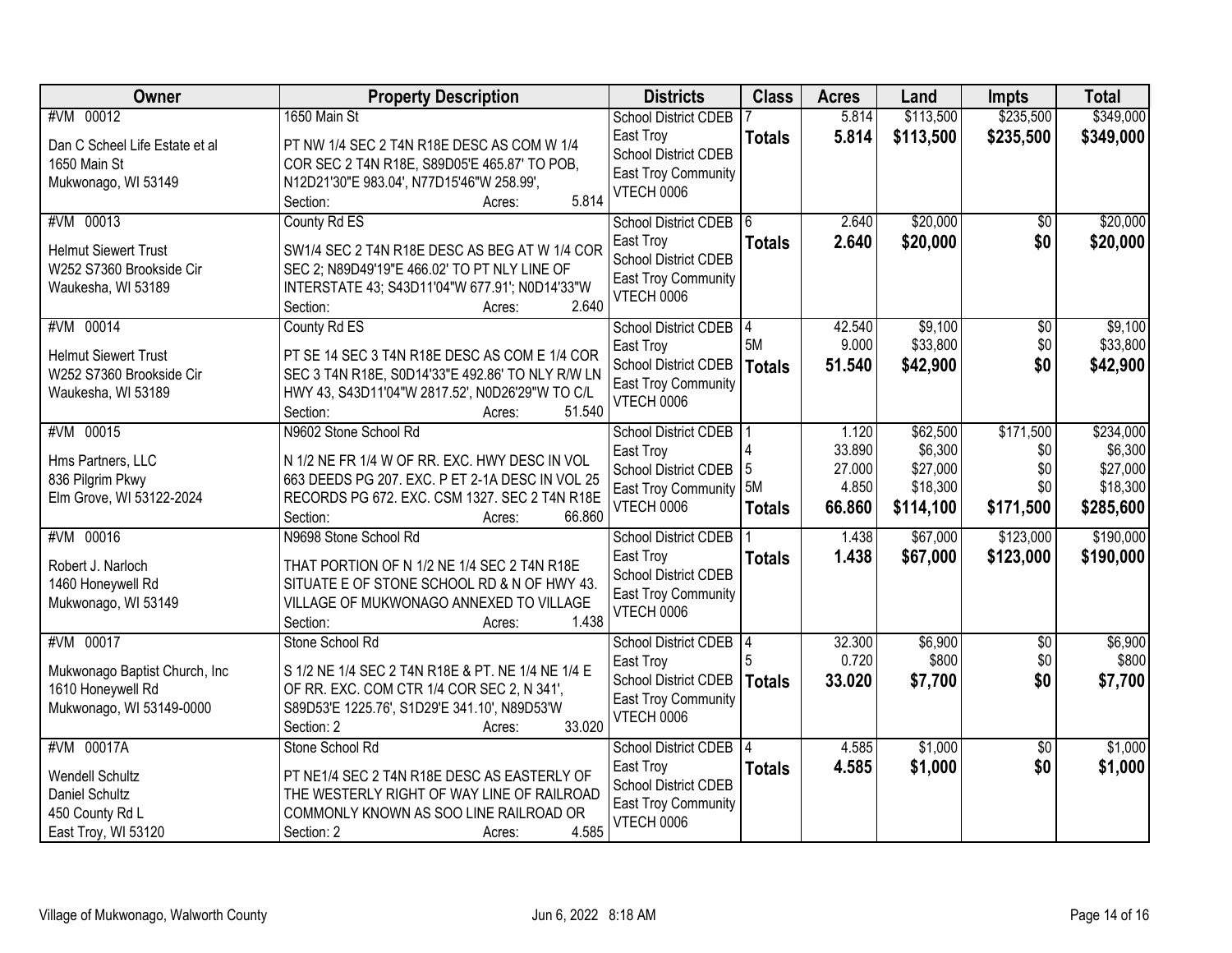| Owner | Property Description | Districts | Class | Acres | Land | Impts | Total |
|---|---|---|---|---|---|---|---|
| #VM 00012<br>Dan C Scheel Life Estate et al<br>1650 Main St<br>Mukwonago, WI 53149 | 1650 Main St<br>PT NW 1/4 SEC 2 T4N R18E DESC AS COM W 1/4 COR SEC 2 T4N R18E, S89D05'E 465.87' TO POB, N12D21'30"E 983.04', N77D15'46"W 258.99',<br>Section: Acres: 5.814 | School District CDEB East Troy<br>School District CDEB East Troy Community<br>VTECH 0006 | 7<br>**Totals** | 5.814<br>**5.814** | $113,500<br>**$113,500** | $235,500<br>**$235,500** | $349,000<br>**$349,000** |
| #VM 00013<br>Helmut Siewert Trust<br>W252 S7360 Brookside Cir<br>Waukesha, WI 53189 | County Rd ES<br>SW1/4 SEC 2 T4N R18E DESC AS BEG AT W 1/4 COR SEC 2; N89D49'19"E 466.02' TO PT NLY LINE OF INTERSTATE 43; S43D11'04"W 677.91'; N0D14'33"W<br>Section: Acres: 2.640 | School District CDEB East Troy<br>School District CDEB East Troy Community<br>VTECH 0006 | 6<br>**Totals** | 2.640<br>**2.640** | $20,000<br>**$20,000** | $0<br>**$0** | $20,000<br>**$20,000** |
| #VM 00014<br>Helmut Siewert Trust<br>W252 S7360 Brookside Cir<br>Waukesha, WI 53189 | County Rd ES<br>PT SE 14 SEC 3 T4N R18E DESC AS COM E 1/4 COR SEC 3 T4N R18E, S0D14'33"E 492.86' TO NLY R/W LN HWY 43, S43D11'04"W 2817.52', N0D26'29"W TO C/L<br>Section: Acres: 51.540 | School District CDEB East Troy<br>School District CDEB East Troy Community<br>VTECH 0006 | 4<br>5M<br>**Totals** | 42.540<br>9.000<br>**51.540** | $9,100<br>$33,800<br>**$42,900** | $0<br>$0<br>**$0** | $9,100<br>$33,800<br>**$42,900** |
| #VM 00015<br>Hms Partners, LLC<br>836 Pilgrim Pkwy<br>Elm Grove, WI 53122-2024 | N9602 Stone School Rd<br>N 1/2 NE FR 1/4 W OF RR. EXC. HWY DESC IN VOL 663 DEEDS PG 207. EXC. P ET 2-1A DESC IN VOL 25 RECORDS PG 672. EXC. CSM 1327. SEC 2 T4N R18E<br>Section: Acres: 66.860 | School District CDEB East Troy<br>School District CDEB East Troy Community<br>VTECH 0006 | 1<br>4<br>5<br>5M<br>**Totals** | 1.120<br>33.890<br>27.000<br>4.850<br>**66.860** | $62,500<br>$6,300<br>$27,000<br>$18,300<br>**$114,100** | $171,500<br>$0<br>$0<br>$0<br>**$171,500** | $234,000<br>$6,300<br>$27,000<br>$18,300<br>**$285,600** |
| #VM 00016<br>Robert J. Narloch<br>1460 Honeywell Rd<br>Mukwonago, WI 53149 | N9698 Stone School Rd<br>THAT PORTION OF N 1/2 NE 1/4 SEC 2 T4N R18E SITUATE E OF STONE SCHOOL RD & N OF HWY 43. VILLAGE OF MUKWONAGO ANNEXED TO VILLAGE<br>Section: Acres: 1.438 | School District CDEB East Troy<br>School District CDEB East Troy Community<br>VTECH 0006 | 1<br>**Totals** | 1.438<br>**1.438** | $67,000<br>**$67,000** | $123,000<br>**$123,000** | $190,000<br>**$190,000** |
| #VM 00017<br>Mukwonago Baptist Church, Inc<br>1610 Honeywell Rd<br>Mukwonago, WI 53149-0000 | Stone School Rd<br>S 1/2 NE 1/4 SEC 2 T4N R18E & PT. NE 1/4 NE 1/4 E OF RR. EXC. COM CTR 1/4 COR SEC 2, N 341', S89D53'E 1225.76', S1D29'E 341.10', N89D53'W<br>Section: 2 Acres: 33.020 | School District CDEB East Troy<br>School District CDEB East Troy Community<br>VTECH 0006 | 4<br>5<br>**Totals** | 32.300<br>0.720<br>**33.020** | $6,900<br>$800<br>**$7,700** | $0<br>$0<br>**$0** | $6,900<br>$800<br>**$7,700** |
| #VM 00017A<br>Wendell Schultz<br>Daniel Schultz<br>450 County Rd L<br>East Troy, WI 53120 | Stone School Rd<br>PT NE1/4 SEC 2 T4N R18E DESC AS EASTERLY OF THE WESTERLY RIGHT OF WAY LINE OF RAILROAD COMMONLY KNOWN AS SOO LINE RAILROAD OR<br>Section: 2 Acres: 4.585 | School District CDEB East Troy<br>School District CDEB East Troy Community<br>VTECH 0006 | 4<br>**Totals** | 4.585<br>**4.585** | $1,000<br>**$1,000** | $0<br>**$0** | $1,000<br>**$1,000** |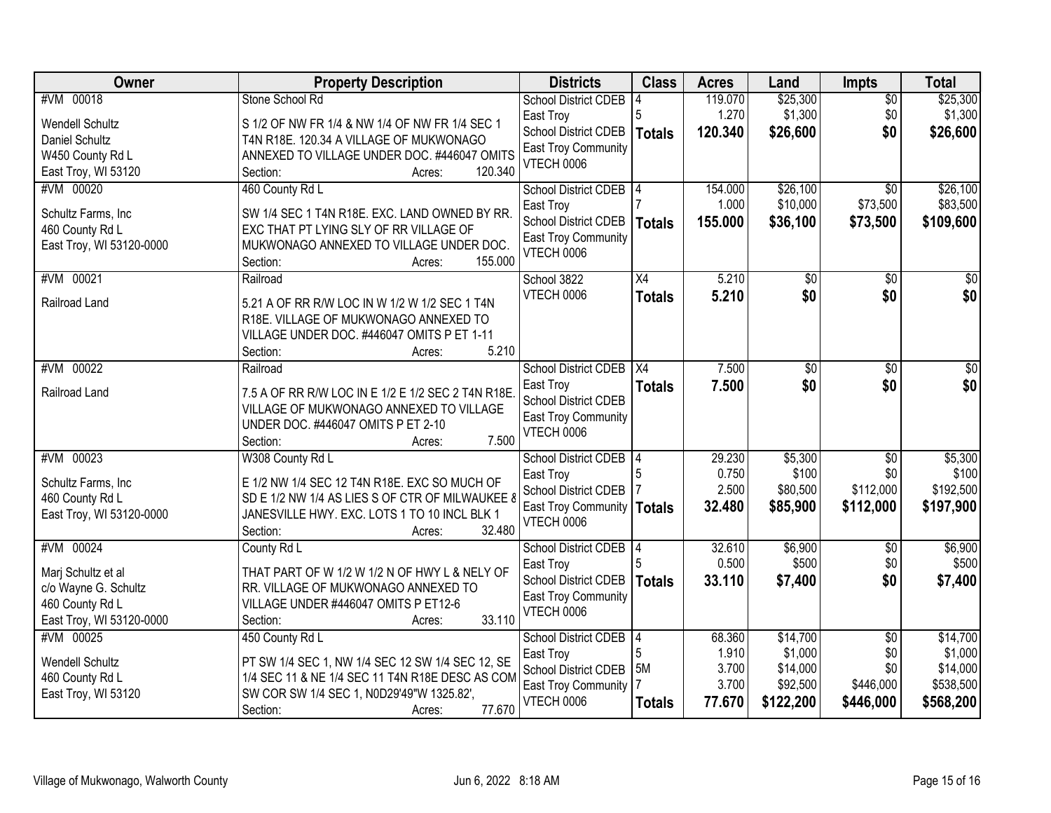| Owner | Property Description | Districts | Class | Acres | Land | Impts | Total |
|---|---|---|---|---|---|---|---|
| #VM 00018<br>Wendell Schultz<br>Daniel Schultz<br>W450 County Rd L<br>East Troy, WI 53120 | Stone School Rd<br>S 1/2 OF NW FR 1/4 & NW 1/4 OF NW FR 1/4 SEC 1 T4N R18E. 120.34 A VILLAGE OF MUKWONAGO ANNEXED TO VILLAGE UNDER DOC. #446047 OMITS<br>Section: Acres: 120.340 | School District CDEB East Troy<br>School District CDEB East Troy Community<br>VTECH 0006 | 4<br>5<br>**Totals** | 119.070<br>1.270<br>**120.340** | $25,300<br>$1,300<br>**$26,600** | $0<br>$0<br>**$0** | $25,300<br>$1,300<br>**$26,600** |
| #VM 00020<br>Schultz Farms, Inc<br>460 County Rd L<br>East Troy, WI 53120-0000 | 460 County Rd L<br>SW 1/4 SEC 1 T4N R18E. EXC. LAND OWNED BY RR. EXC THAT PT LYING SLY OF RR VILLAGE OF MUKWONAGO ANNEXED TO VILLAGE UNDER DOC.<br>Section: Acres: 155.000 | School District CDEB East Troy<br>School District CDEB East Troy Community<br>VTECH 0006 | 4<br>7<br>**Totals** | 154.000<br>1.000<br>**155.000** | $26,100<br>$10,000<br>**$36,100** | $0<br>$73,500<br>**$73,500** | $26,100<br>$83,500<br>**$109,600** |
| #VM 00021<br>Railroad Land | Railroad<br>5.21 A OF RR R/W LOC IN W 1/2 W 1/2 SEC 1 T4N R18E. VILLAGE OF MUKWONAGO ANNEXED TO VILLAGE UNDER DOC. #446047 OMITS P ET 1-11<br>Section: Acres: 5.210 | School 3822<br>VTECH 0006 | X4<br>**Totals** | 5.210<br>**5.210** | $0<br>**$0** | $0<br>**$0** | $0<br>**$0** |
| #VM 00022<br>Railroad Land | Railroad<br>7.5 A OF RR R/W LOC IN E 1/2 E 1/2 SEC 2 T4N R18E. VILLAGE OF MUKWONAGO ANNEXED TO VILLAGE UNDER DOC. #446047 OMITS P ET 2-10<br>Section: Acres: 7.500 | School District CDEB East Troy<br>School District CDEB East Troy Community<br>VTECH 0006 | X4<br>**Totals** | 7.500<br>**7.500** | $0<br>**$0** | $0<br>**$0** | $0<br>**$0** |
| #VM 00023<br>Schultz Farms, Inc<br>460 County Rd L<br>East Troy, WI 53120-0000 | W308 County Rd L<br>E 1/2 NW 1/4 SEC 12 T4N R18E. EXC SO MUCH OF SD E 1/2 NW 1/4 AS LIES S OF CTR OF MILWAUKEE & JANESVILLE HWY. EXC. LOTS 1 TO 10 INCL BLK 1<br>Section: Acres: 32.480 | School District CDEB East Troy<br>School District CDEB East Troy Community<br>VTECH 0006 | 4<br>5<br>7<br>**Totals** | 29.230<br>0.750<br>2.500<br>**32.480** | $5,300<br>$100<br>$80,500<br>**$85,900** | $0<br>$0<br>$112,000<br>**$112,000** | $5,300<br>$100<br>$192,500<br>**$197,900** |
| #VM 00024<br>Marj Schultz et al<br>c/o Wayne G. Schultz<br>460 County Rd L<br>East Troy, WI 53120-0000 | County Rd L<br>THAT PART OF W 1/2 W 1/2 N OF HWY L & NELY OF RR. VILLAGE OF MUKWONAGO ANNEXED TO VILLAGE UNDER #446047 OMITS P ET12-6<br>Section: Acres: 33.110 | School District CDEB East Troy<br>School District CDEB East Troy Community<br>VTECH 0006 | 4<br>5<br>**Totals** | 32.610<br>0.500<br>**33.110** | $6,900<br>$500<br>**$7,400** | $0<br>$0<br>**$0** | $6,900<br>$500<br>**$7,400** |
| #VM 00025<br>Wendell Schultz<br>460 County Rd L<br>East Troy, WI 53120 | 450 County Rd L<br>PT SW 1/4 SEC 1, NW 1/4 SEC 12 SW 1/4 SEC 12, SE 1/4 SEC 11 & NE 1/4 SEC 11 T4N R18E DESC AS COM SW COR SW 1/4 SEC 1, N0D29'49"W 1325.82',<br>Section: Acres: 77.670 | School District CDEB East Troy<br>School District CDEB East Troy Community<br>VTECH 0006 | 4<br>5<br>5M<br>7<br>**Totals** | 68.360<br>1.910<br>3.700<br>3.700<br>**77.670** | $14,700<br>$1,000<br>$14,000<br>$92,500<br>**$122,200** | $0<br>$0<br>$0<br>$446,000<br>**$446,000** | $14,700<br>$1,000<br>$14,000<br>$538,500<br>**$568,200** |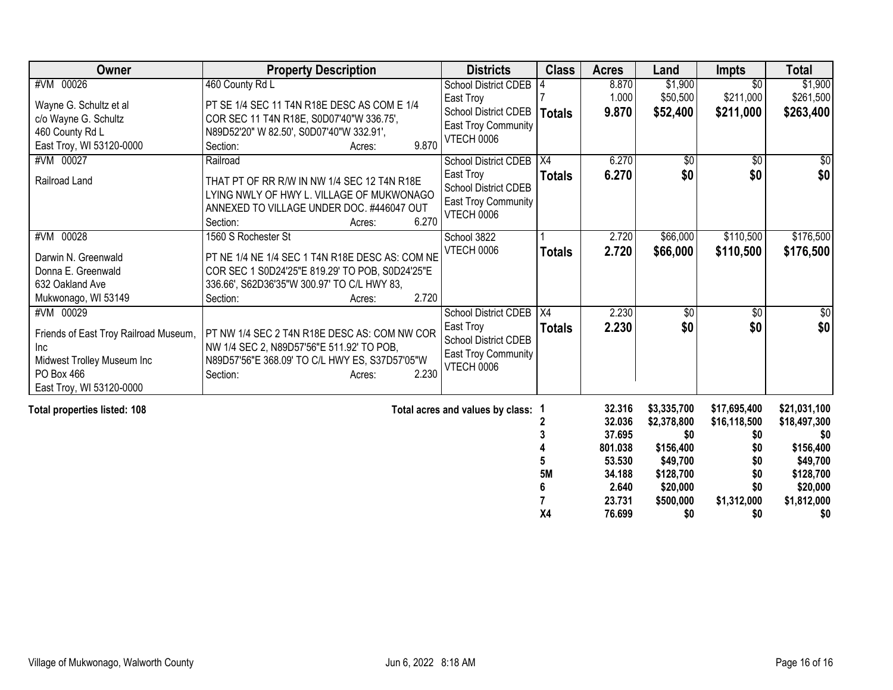| Owner | Property Description | Districts | Class | Acres | Land | Impts | Total |
|---|---|---|---|---|---|---|---|
| #VM 00026<br>Wayne G. Schultz et al<br>c/o Wayne G. Schultz<br>460 County Rd L<br>East Troy, WI 53120-0000 | 460 County Rd L<br>PT SE 1/4 SEC 11 T4N R18E DESC AS COM E 1/4 COR SEC 11 T4N R18E, S0D07'40"W 336.75', N89D52'20" W 82.50', S0D07'40"W 332.91',<br>Section: Acres: 9.870 | School District CDEB East Troy<br>School District CDEB East Troy Community<br>VTECH 0006 | 4<br>7<br>**Totals** | 8.870<br>1.000<br>**9.870** | $1,900<br>$50,500<br>**$52,400** | $0<br>$211,000<br>**$211,000** | $1,900<br>$261,500<br>**$263,400** |
| #VM 00027<br>Railroad Land | Railroad<br>THAT PT OF RR R/W IN NW 1/4 SEC 12 T4N R18E LYING NWLY OF HWY L. VILLAGE OF MUKWONAGO ANNEXED TO VILLAGE UNDER DOC. #446047 OUT<br>Section: Acres: 6.270 | School District CDEB East Troy<br>School District CDEB East Troy Community<br>VTECH 0006 | X4<br>**Totals** | 6.270<br>**6.270** | $0<br>**$0** | $0<br>**$0** | $0<br>**$0** |
| #VM 00028<br>Darwin N. Greenwald<br>Donna E. Greenwald<br>632 Oakland Ave<br>Mukwonago, WI 53149 | 1560 S Rochester St<br>PT NE 1/4 NE 1/4 SEC 1 T4N R18E DESC AS: COM NE COR SEC 1 S0D24'25"E 819.29' TO POB, S0D24'25"E 336.66', S62D36'35"W 300.97' TO C/L HWY 83,<br>Section: Acres: 2.720 | School 3822<br>VTECH 0006 | 1<br>**Totals** | 2.720<br>**2.720** | $66,000<br>**$66,000** | $110,500<br>**$110,500** | $176,500<br>**$176,500** |
| #VM 00029<br>Friends of East Troy Railroad Museum, Inc<br>Midwest Trolley Museum Inc<br>PO Box 466<br>East Troy, WI 53120-0000 | PT NW 1/4 SEC 2 T4N R18E DESC AS: COM NW COR NW 1/4 SEC 2, N89D57'56"E 511.92' TO POB, N89D57'56"E 368.09' TO C/L HWY ES, S37D57'05"W<br>Section: Acres: 2.230 | School District CDEB East Troy<br>School District CDEB East Troy Community<br>VTECH 0006 | X4<br>**Totals** | 2.230<br>**2.230** | $0<br>**$0** | $0<br>**$0** | $0<br>**$0** |

**Total properties listed: 108**

**Total acres and values by class:**

| Class | Acres | Land | Impts | Total |
|---|---|---|---|---|
| 1 | 32.316 | $3,335,700 | $17,695,400 | $21,031,100 |
| 2 | 32.036 | $2,378,800 | $16,118,500 | $18,497,300 |
| 3 | 37.695 | $0 | $0 | $0 |
| 4 | 801.038 | $156,400 | $0 | $156,400 |
| 5 | 53.530 | $49,700 | $0 | $49,700 |
| 5M | 34.188 | $128,700 | $0 | $128,700 |
| 6 | 2.640 | $20,000 | $0 | $20,000 |
| 7 | 23.731 | $500,000 | $1,312,000 | $1,812,000 |
| X4 | 76.699 | $0 | $0 | $0 |